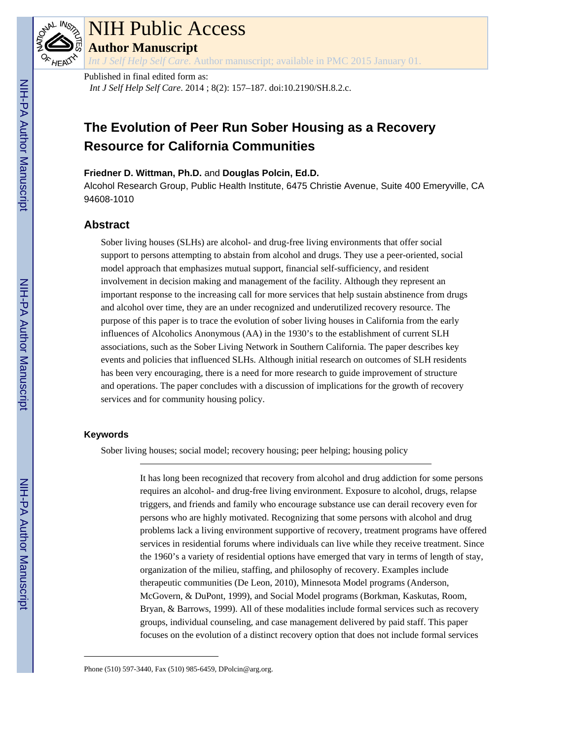# The Evolution of Peer Run Sober Housing as a Recovery Resource for California Communities

**Friedner D. Wittman, Ph.D.** and **Douglas Polcin, Ed.D.**

Alcohol Research Group, Public Health Institute, 6475 Christie Avenue, Suite 400 Emeryville, CA 94608-1010

## Abstract

Sober living houses (SLHs) are alcohol- and drug-free living environments that offer social support to persons attempting to abstain from alcohol and drugs. They use a peer-oriented, social model approach that emphasizes mutual support, financial self-sufficiency, and resident involvement in decision making and management of the facility. Although they represent an important response to the increasing call for more services that help sustain abstinence from drugs and alcohol over time, they are an under recognized and underutilized recovery resource. The purpose of this paper is to trace the evolution of sober living houses in California from the early influences of Alcoholics Anonymous (AA) in the 1930's to the establishment of current SLH associations, such as the Sober Living Network in Southern California. The paper describes key events and policies that influenced SLHs. Although initial research on outcomes of SLH residents has been very encouraging, there is a need for more research to guide improvement of structure and operations. The paper concludes with a discussion of implications for the growth of recovery services and for community housing policy.

### Keywords

Sober living houses; social model; recovery housing; peer helping; housing policy

---

It has long been recognized that recovery from alcohol and drug addiction for some persons requires an alcohol- and drug-free living environment. Exposure to alcohol, drugs, relapse triggers, and friends and family who encourage substance use can derail recovery even for persons who are highly motivated. Recognizing that some persons with alcohol and drug problems lack a living environment supportive of recovery, treatment programs have offered services in residential forums where individuals can live while they receive treatment. Since the 1960's a variety of residential options have emerged that vary in terms of length of stay, organization of the milieu, staffing, and philosophy of recovery. Examples include therapeutic communities (De Leon, 2010), Minnesota Model programs (Anderson, McGovern, & DuPont, 1999), and Social Model programs (Borkman, Kaskutas, Room, Bryan, & Barrows, 1999). All of these modalities include formal services such as recovery groups, individual counseling, and case management delivered by paid staff. This paper focuses on the evolution of a distinct recovery option that does not include formal services

---

Phone (510) 597-3440, Fax (510) 985-6459, DPolcin@arg.org.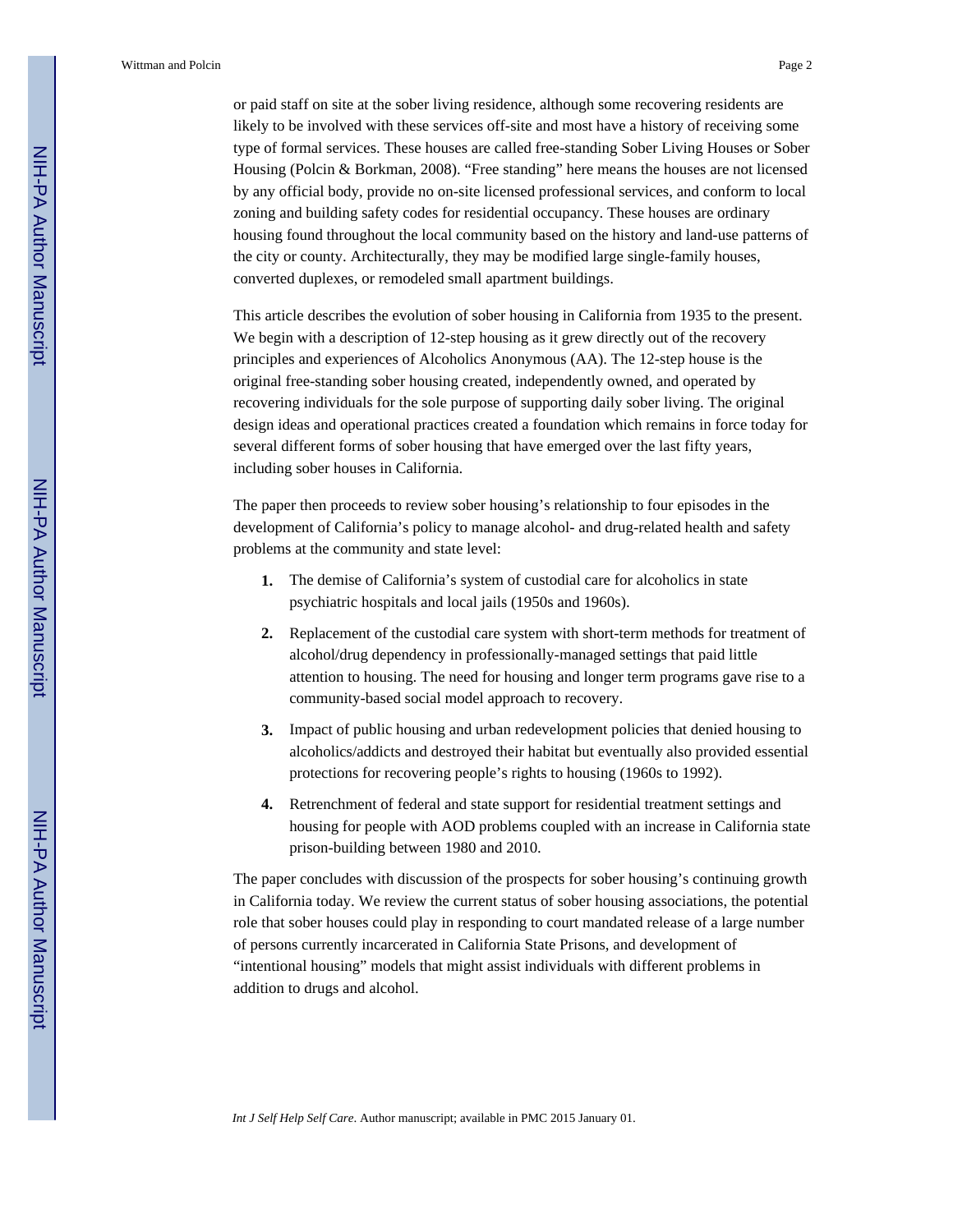or paid staff on site at the sober living residence, although some recovering residents are likely to be involved with these services off-site and most have a history of receiving some type of formal services. These houses are called free-standing Sober Living Houses or Sober Housing (Polcin & Borkman, 2008). "Free standing" here means the houses are not licensed by any official body, provide no on-site licensed professional services, and conform to local zoning and building safety codes for residential occupancy. These houses are ordinary housing found throughout the local community based on the history and land-use patterns of the city or county. Architecturally, they may be modified large single-family houses, converted duplexes, or remodeled small apartment buildings.

This article describes the evolution of sober housing in California from 1935 to the present. We begin with a description of 12-step housing as it grew directly out of the recovery principles and experiences of Alcoholics Anonymous (AA). The 12-step house is the original free-standing sober housing created, independently owned, and operated by recovering individuals for the sole purpose of supporting daily sober living. The original design ideas and operational practices created a foundation which remains in force today for several different forms of sober housing that have emerged over the last fifty years, including sober houses in California.

The paper then proceeds to review sober housing's relationship to four episodes in the development of California's policy to manage alcohol- and drug-related health and safety problems at the community and state level:

1. The demise of California's system of custodial care for alcoholics in state psychiatric hospitals and local jails (1950s and 1960s).
2. Replacement of the custodial care system with short-term methods for treatment of alcohol/drug dependency in professionally-managed settings that paid little attention to housing. The need for housing and longer term programs gave rise to a community-based social model approach to recovery.
3. Impact of public housing and urban redevelopment policies that denied housing to alcoholics/addicts and destroyed their habitat but eventually also provided essential protections for recovering people's rights to housing (1960s to 1992).
4. Retrenchment of federal and state support for residential treatment settings and housing for people with AOD problems coupled with an increase in California state prison-building between 1980 and 2010.

The paper concludes with discussion of the prospects for sober housing's continuing growth in California today. We review the current status of sober housing associations, the potential role that sober houses could play in responding to court mandated release of a large number of persons currently incarcerated in California State Prisons, and development of "intentional housing" models that might assist individuals with different problems in addition to drugs and alcohol.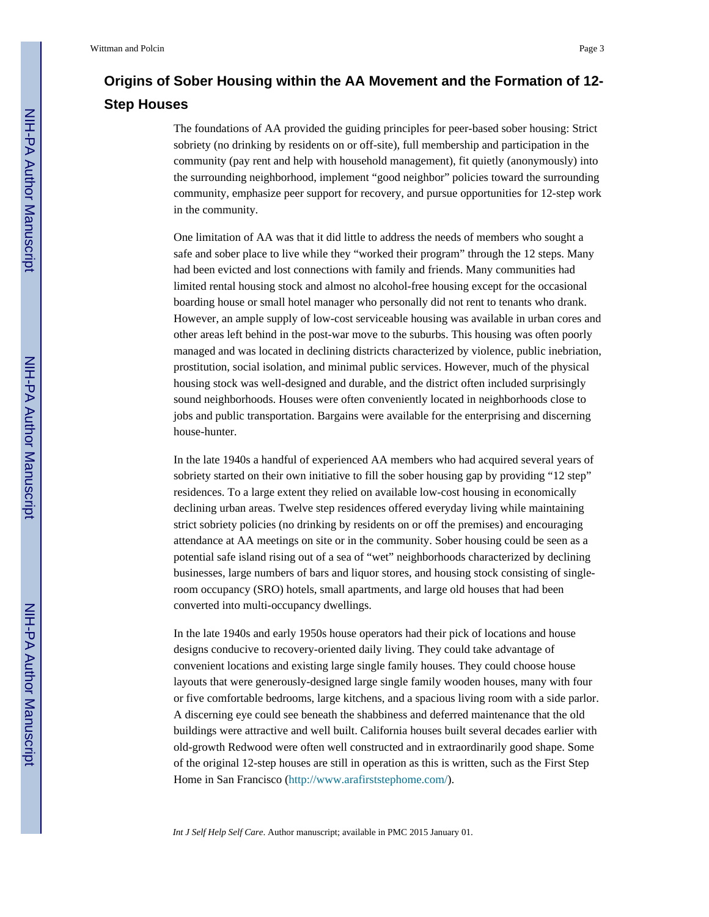## Origins of Sober Housing within the AA Movement and the Formation of 12-Step Houses

The foundations of AA provided the guiding principles for peer-based sober housing: Strict sobriety (no drinking by residents on or off-site), full membership and participation in the community (pay rent and help with household management), fit quietly (anonymously) into the surrounding neighborhood, implement "good neighbor" policies toward the surrounding community, emphasize peer support for recovery, and pursue opportunities for 12-step work in the community.

One limitation of AA was that it did little to address the needs of members who sought a safe and sober place to live while they "worked their program" through the 12 steps. Many had been evicted and lost connections with family and friends. Many communities had limited rental housing stock and almost no alcohol-free housing except for the occasional boarding house or small hotel manager who personally did not rent to tenants who drank. However, an ample supply of low-cost serviceable housing was available in urban cores and other areas left behind in the post-war move to the suburbs. This housing was often poorly managed and was located in declining districts characterized by violence, public inebriation, prostitution, social isolation, and minimal public services. However, much of the physical housing stock was well-designed and durable, and the district often included surprisingly sound neighborhoods. Houses were often conveniently located in neighborhoods close to jobs and public transportation. Bargains were available for the enterprising and discerning house-hunter.

In the late 1940s a handful of experienced AA members who had acquired several years of sobriety started on their own initiative to fill the sober housing gap by providing "12 step" residences. To a large extent they relied on available low-cost housing in economically declining urban areas. Twelve step residences offered everyday living while maintaining strict sobriety policies (no drinking by residents on or off the premises) and encouraging attendance at AA meetings on site or in the community. Sober housing could be seen as a potential safe island rising out of a sea of "wet" neighborhoods characterized by declining businesses, large numbers of bars and liquor stores, and housing stock consisting of single-room occupancy (SRO) hotels, small apartments, and large old houses that had been converted into multi-occupancy dwellings.

In the late 1940s and early 1950s house operators had their pick of locations and house designs conducive to recovery-oriented daily living. They could take advantage of convenient locations and existing large single family houses. They could choose house layouts that were generously-designed large single family wooden houses, many with four or five comfortable bedrooms, large kitchens, and a spacious living room with a side parlor. A discerning eye could see beneath the shabbiness and deferred maintenance that the old buildings were attractive and well built. California houses built several decades earlier with old-growth Redwood were often well constructed and in extraordinarily good shape. Some of the original 12-step houses are still in operation as this is written, such as the First Step Home in San Francisco (http://www.arafirststephome.com/).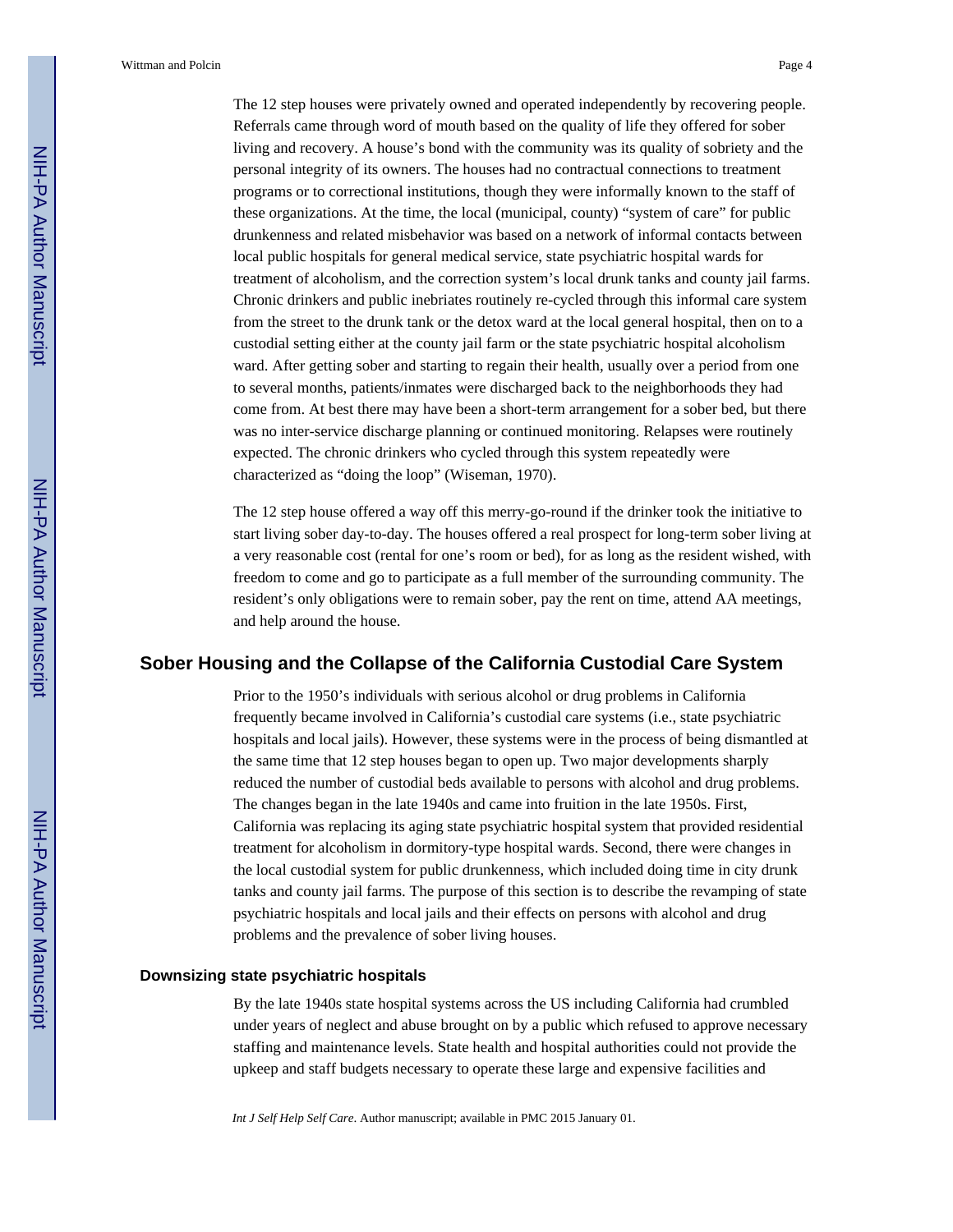The 12 step houses were privately owned and operated independently by recovering people. Referrals came through word of mouth based on the quality of life they offered for sober living and recovery. A house's bond with the community was its quality of sobriety and the personal integrity of its owners. The houses had no contractual connections to treatment programs or to correctional institutions, though they were informally known to the staff of these organizations. At the time, the local (municipal, county) "system of care" for public drunkenness and related misbehavior was based on a network of informal contacts between local public hospitals for general medical service, state psychiatric hospital wards for treatment of alcoholism, and the correction system's local drunk tanks and county jail farms. Chronic drinkers and public inebriates routinely re-cycled through this informal care system from the street to the drunk tank or the detox ward at the local general hospital, then on to a custodial setting either at the county jail farm or the state psychiatric hospital alcoholism ward. After getting sober and starting to regain their health, usually over a period from one to several months, patients/inmates were discharged back to the neighborhoods they had come from. At best there may have been a short-term arrangement for a sober bed, but there was no inter-service discharge planning or continued monitoring. Relapses were routinely expected. The chronic drinkers who cycled through this system repeatedly were characterized as "doing the loop" (Wiseman, 1970).

The 12 step house offered a way off this merry-go-round if the drinker took the initiative to start living sober day-to-day. The houses offered a real prospect for long-term sober living at a very reasonable cost (rental for one's room or bed), for as long as the resident wished, with freedom to come and go to participate as a full member of the surrounding community. The resident's only obligations were to remain sober, pay the rent on time, attend AA meetings, and help around the house.

## Sober Housing and the Collapse of the California Custodial Care System

Prior to the 1950's individuals with serious alcohol or drug problems in California frequently became involved in California's custodial care systems (i.e., state psychiatric hospitals and local jails). However, these systems were in the process of being dismantled at the same time that 12 step houses began to open up. Two major developments sharply reduced the number of custodial beds available to persons with alcohol and drug problems. The changes began in the late 1940s and came into fruition in the late 1950s. First, California was replacing its aging state psychiatric hospital system that provided residential treatment for alcoholism in dormitory-type hospital wards. Second, there were changes in the local custodial system for public drunkenness, which included doing time in city drunk tanks and county jail farms. The purpose of this section is to describe the revamping of state psychiatric hospitals and local jails and their effects on persons with alcohol and drug problems and the prevalence of sober living houses.

### Downsizing state psychiatric hospitals

By the late 1940s state hospital systems across the US including California had crumbled under years of neglect and abuse brought on by a public which refused to approve necessary staffing and maintenance levels. State health and hospital authorities could not provide the upkeep and staff budgets necessary to operate these large and expensive facilities and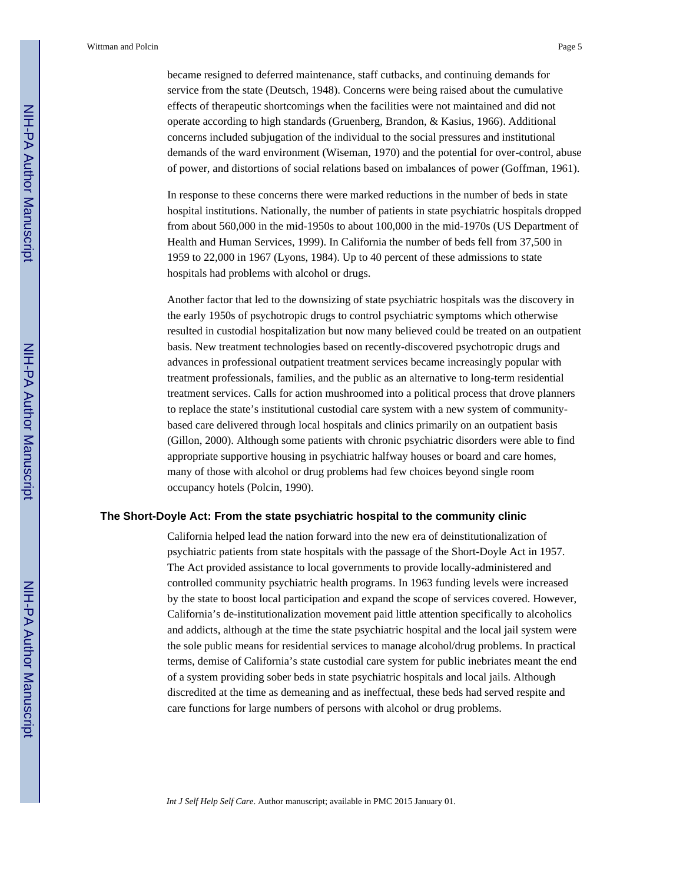became resigned to deferred maintenance, staff cutbacks, and continuing demands for service from the state (Deutsch, 1948). Concerns were being raised about the cumulative effects of therapeutic shortcomings when the facilities were not maintained and did not operate according to high standards (Gruenberg, Brandon, & Kasius, 1966). Additional concerns included subjugation of the individual to the social pressures and institutional demands of the ward environment (Wiseman, 1970) and the potential for over-control, abuse of power, and distortions of social relations based on imbalances of power (Goffman, 1961).

In response to these concerns there were marked reductions in the number of beds in state hospital institutions. Nationally, the number of patients in state psychiatric hospitals dropped from about 560,000 in the mid-1950s to about 100,000 in the mid-1970s (US Department of Health and Human Services, 1999). In California the number of beds fell from 37,500 in 1959 to 22,000 in 1967 (Lyons, 1984). Up to 40 percent of these admissions to state hospitals had problems with alcohol or drugs.

Another factor that led to the downsizing of state psychiatric hospitals was the discovery in the early 1950s of psychotropic drugs to control psychiatric symptoms which otherwise resulted in custodial hospitalization but now many believed could be treated on an outpatient basis. New treatment technologies based on recently-discovered psychotropic drugs and advances in professional outpatient treatment services became increasingly popular with treatment professionals, families, and the public as an alternative to long-term residential treatment services. Calls for action mushroomed into a political process that drove planners to replace the state's institutional custodial care system with a new system of community-based care delivered through local hospitals and clinics primarily on an outpatient basis (Gillon, 2000). Although some patients with chronic psychiatric disorders were able to find appropriate supportive housing in psychiatric halfway houses or board and care homes, many of those with alcohol or drug problems had few choices beyond single room occupancy hotels (Polcin, 1990).

## The Short-Doyle Act: From the state psychiatric hospital to the community clinic

California helped lead the nation forward into the new era of deinstitutionalization of psychiatric patients from state hospitals with the passage of the Short-Doyle Act in 1957. The Act provided assistance to local governments to provide locally-administered and controlled community psychiatric health programs. In 1963 funding levels were increased by the state to boost local participation and expand the scope of services covered. However, California's de-institutionalization movement paid little attention specifically to alcoholics and addicts, although at the time the state psychiatric hospital and the local jail system were the sole public means for residential services to manage alcohol/drug problems. In practical terms, demise of California's state custodial care system for public inebriates meant the end of a system providing sober beds in state psychiatric hospitals and local jails. Although discredited at the time as demeaning and as ineffectual, these beds had served respite and care functions for large numbers of persons with alcohol or drug problems.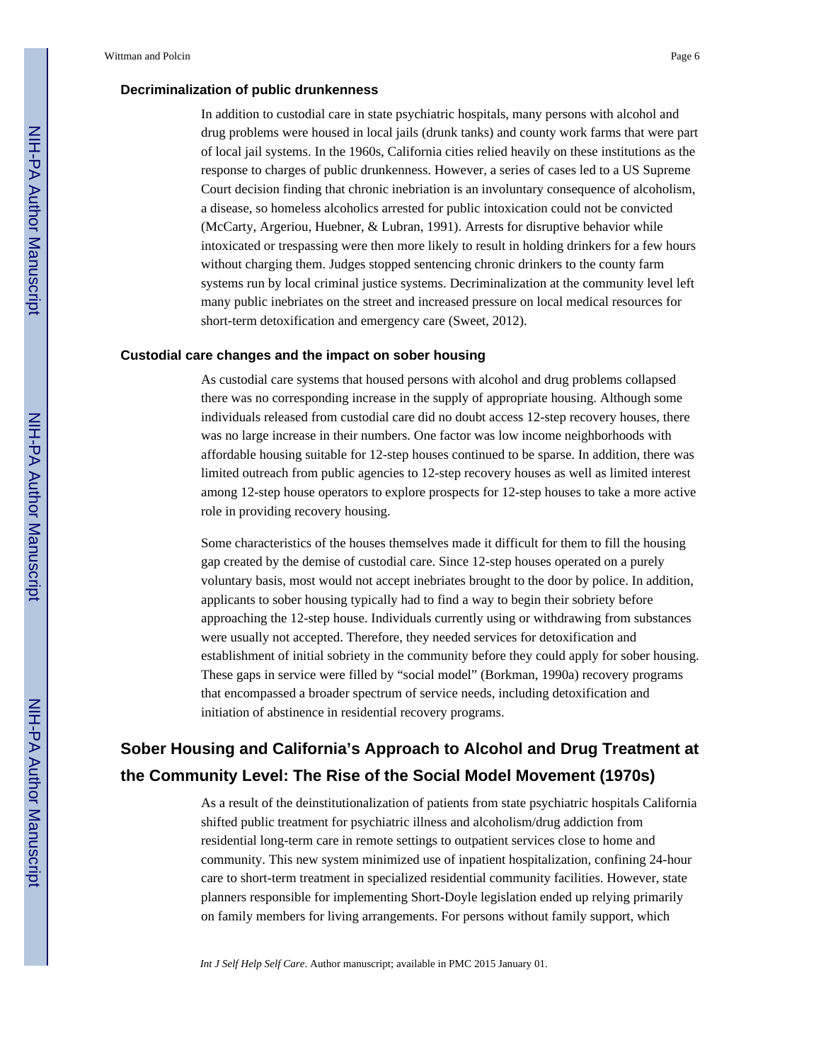### Decriminalization of public drunkenness

In addition to custodial care in state psychiatric hospitals, many persons with alcohol and drug problems were housed in local jails (drunk tanks) and county work farms that were part of local jail systems. In the 1960s, California cities relied heavily on these institutions as the response to charges of public drunkenness. However, a series of cases led to a US Supreme Court decision finding that chronic inebriation is an involuntary consequence of alcoholism, a disease, so homeless alcoholics arrested for public intoxication could not be convicted (McCarty, Argeriou, Huebner, & Lubran, 1991). Arrests for disruptive behavior while intoxicated or trespassing were then more likely to result in holding drinkers for a few hours without charging them. Judges stopped sentencing chronic drinkers to the county farm systems run by local criminal justice systems. Decriminalization at the community level left many public inebriates on the street and increased pressure on local medical resources for short-term detoxification and emergency care (Sweet, 2012).

### Custodial care changes and the impact on sober housing

As custodial care systems that housed persons with alcohol and drug problems collapsed there was no corresponding increase in the supply of appropriate housing. Although some individuals released from custodial care did no doubt access 12-step recovery houses, there was no large increase in their numbers. One factor was low income neighborhoods with affordable housing suitable for 12-step houses continued to be sparse. In addition, there was limited outreach from public agencies to 12-step recovery houses as well as limited interest among 12-step house operators to explore prospects for 12-step houses to take a more active role in providing recovery housing.

Some characteristics of the houses themselves made it difficult for them to fill the housing gap created by the demise of custodial care. Since 12-step houses operated on a purely voluntary basis, most would not accept inebriates brought to the door by police. In addition, applicants to sober housing typically had to find a way to begin their sobriety before approaching the 12-step house. Individuals currently using or withdrawing from substances were usually not accepted. Therefore, they needed services for detoxification and establishment of initial sobriety in the community before they could apply for sober housing. These gaps in service were filled by "social model" (Borkman, 1990a) recovery programs that encompassed a broader spectrum of service needs, including detoxification and initiation of abstinence in residential recovery programs.

## Sober Housing and California's Approach to Alcohol and Drug Treatment at the Community Level: The Rise of the Social Model Movement (1970s)

As a result of the deinstitutionalization of patients from state psychiatric hospitals California shifted public treatment for psychiatric illness and alcoholism/drug addiction from residential long-term care in remote settings to outpatient services close to home and community. This new system minimized use of inpatient hospitalization, confining 24-hour care to short-term treatment in specialized residential community facilities. However, state planners responsible for implementing Short-Doyle legislation ended up relying primarily on family members for living arrangements. For persons without family support, which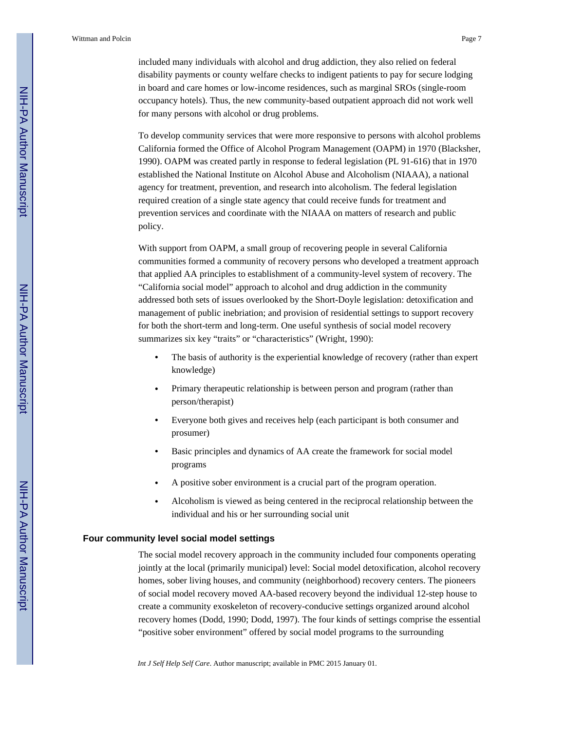included many individuals with alcohol and drug addiction, they also relied on federal disability payments or county welfare checks to indigent patients to pay for secure lodging in board and care homes or low-income residences, such as marginal SROs (single-room occupancy hotels). Thus, the new community-based outpatient approach did not work well for many persons with alcohol or drug problems.

To develop community services that were more responsive to persons with alcohol problems California formed the Office of Alcohol Program Management (OAPM) in 1970 (Blacksher, 1990). OAPM was created partly in response to federal legislation (PL 91-616) that in 1970 established the National Institute on Alcohol Abuse and Alcoholism (NIAAA), a national agency for treatment, prevention, and research into alcoholism. The federal legislation required creation of a single state agency that could receive funds for treatment and prevention services and coordinate with the NIAAA on matters of research and public policy.

With support from OAPM, a small group of recovering people in several California communities formed a community of recovery persons who developed a treatment approach that applied AA principles to establishment of a community-level system of recovery. The "California social model" approach to alcohol and drug addiction in the community addressed both sets of issues overlooked by the Short-Doyle legislation: detoxification and management of public inebriation; and provision of residential settings to support recovery for both the short-term and long-term. One useful synthesis of social model recovery summarizes six key "traits" or "characteristics" (Wright, 1990):

- The basis of authority is the experiential knowledge of recovery (rather than expert knowledge)
- Primary therapeutic relationship is between person and program (rather than person/therapist)
- Everyone both gives and receives help (each participant is both consumer and prosumer)
- Basic principles and dynamics of AA create the framework for social model programs
- A positive sober environment is a crucial part of the program operation.
- Alcoholism is viewed as being centered in the reciprocal relationship between the individual and his or her surrounding social unit

### Four community level social model settings

The social model recovery approach in the community included four components operating jointly at the local (primarily municipal) level: Social model detoxification, alcohol recovery homes, sober living houses, and community (neighborhood) recovery centers. The pioneers of social model recovery moved AA-based recovery beyond the individual 12-step house to create a community exoskeleton of recovery-conducive settings organized around alcohol recovery homes (Dodd, 1990; Dodd, 1997). The four kinds of settings comprise the essential "positive sober environment" offered by social model programs to the surrounding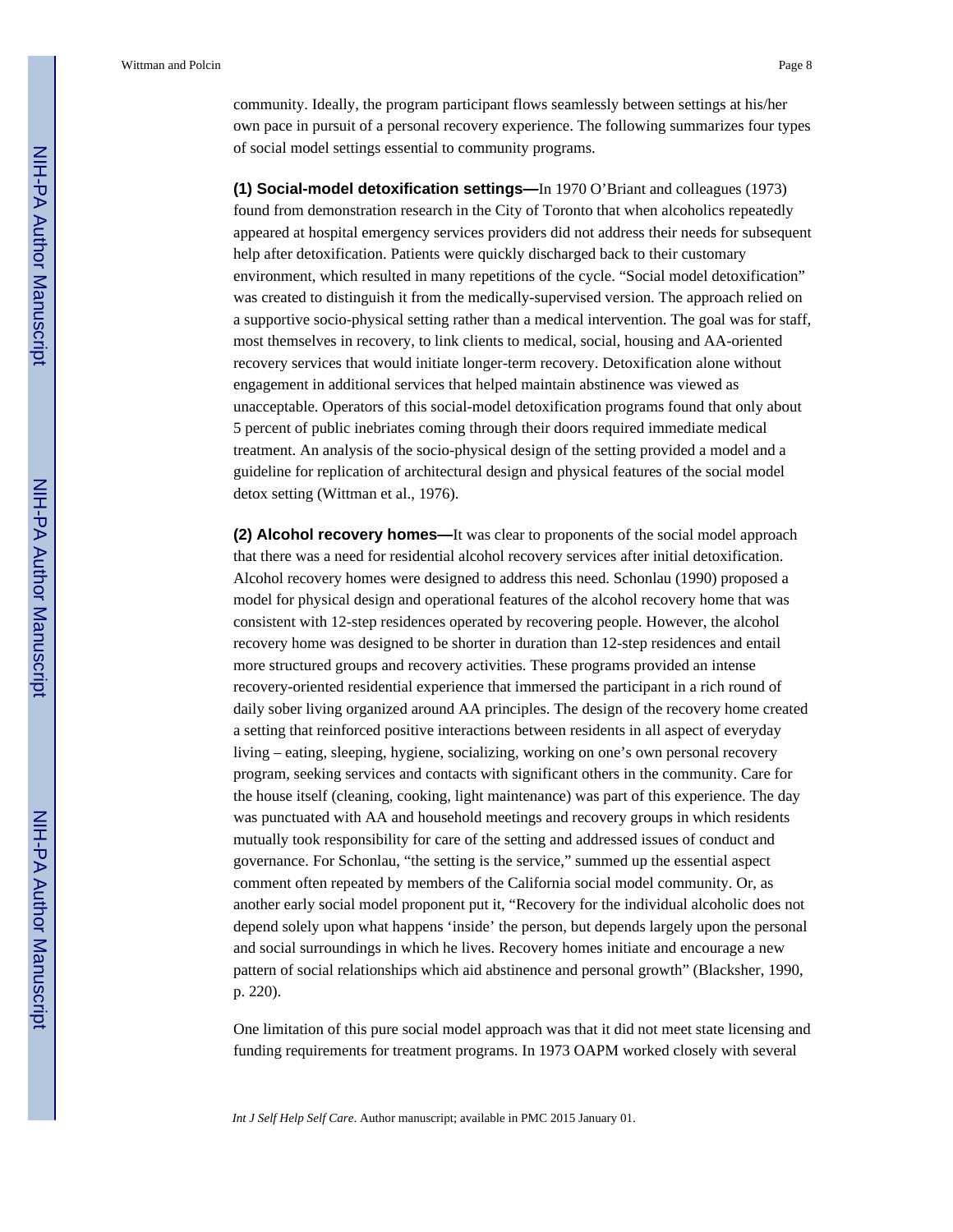community. Ideally, the program participant flows seamlessly between settings at his/her own pace in pursuit of a personal recovery experience. The following summarizes four types of social model settings essential to community programs.

**(1) Social-model detoxification settings—**In 1970 O'Briant and colleagues (1973) found from demonstration research in the City of Toronto that when alcoholics repeatedly appeared at hospital emergency services providers did not address their needs for subsequent help after detoxification. Patients were quickly discharged back to their customary environment, which resulted in many repetitions of the cycle. "Social model detoxification" was created to distinguish it from the medically-supervised version. The approach relied on a supportive socio-physical setting rather than a medical intervention. The goal was for staff, most themselves in recovery, to link clients to medical, social, housing and AA-oriented recovery services that would initiate longer-term recovery. Detoxification alone without engagement in additional services that helped maintain abstinence was viewed as unacceptable. Operators of this social-model detoxification programs found that only about 5 percent of public inebriates coming through their doors required immediate medical treatment. An analysis of the socio-physical design of the setting provided a model and a guideline for replication of architectural design and physical features of the social model detox setting (Wittman et al., 1976).

**(2) Alcohol recovery homes—**It was clear to proponents of the social model approach that there was a need for residential alcohol recovery services after initial detoxification. Alcohol recovery homes were designed to address this need. Schonlau (1990) proposed a model for physical design and operational features of the alcohol recovery home that was consistent with 12-step residences operated by recovering people. However, the alcohol recovery home was designed to be shorter in duration than 12-step residences and entail more structured groups and recovery activities. These programs provided an intense recovery-oriented residential experience that immersed the participant in a rich round of daily sober living organized around AA principles. The design of the recovery home created a setting that reinforced positive interactions between residents in all aspect of everyday living – eating, sleeping, hygiene, socializing, working on one's own personal recovery program, seeking services and contacts with significant others in the community. Care for the house itself (cleaning, cooking, light maintenance) was part of this experience. The day was punctuated with AA and household meetings and recovery groups in which residents mutually took responsibility for care of the setting and addressed issues of conduct and governance. For Schonlau, "the setting is the service," summed up the essential aspect comment often repeated by members of the California social model community. Or, as another early social model proponent put it, "Recovery for the individual alcoholic does not depend solely upon what happens 'inside' the person, but depends largely upon the personal and social surroundings in which he lives. Recovery homes initiate and encourage a new pattern of social relationships which aid abstinence and personal growth" (Blacksher, 1990, p. 220).

One limitation of this pure social model approach was that it did not meet state licensing and funding requirements for treatment programs. In 1973 OAPM worked closely with several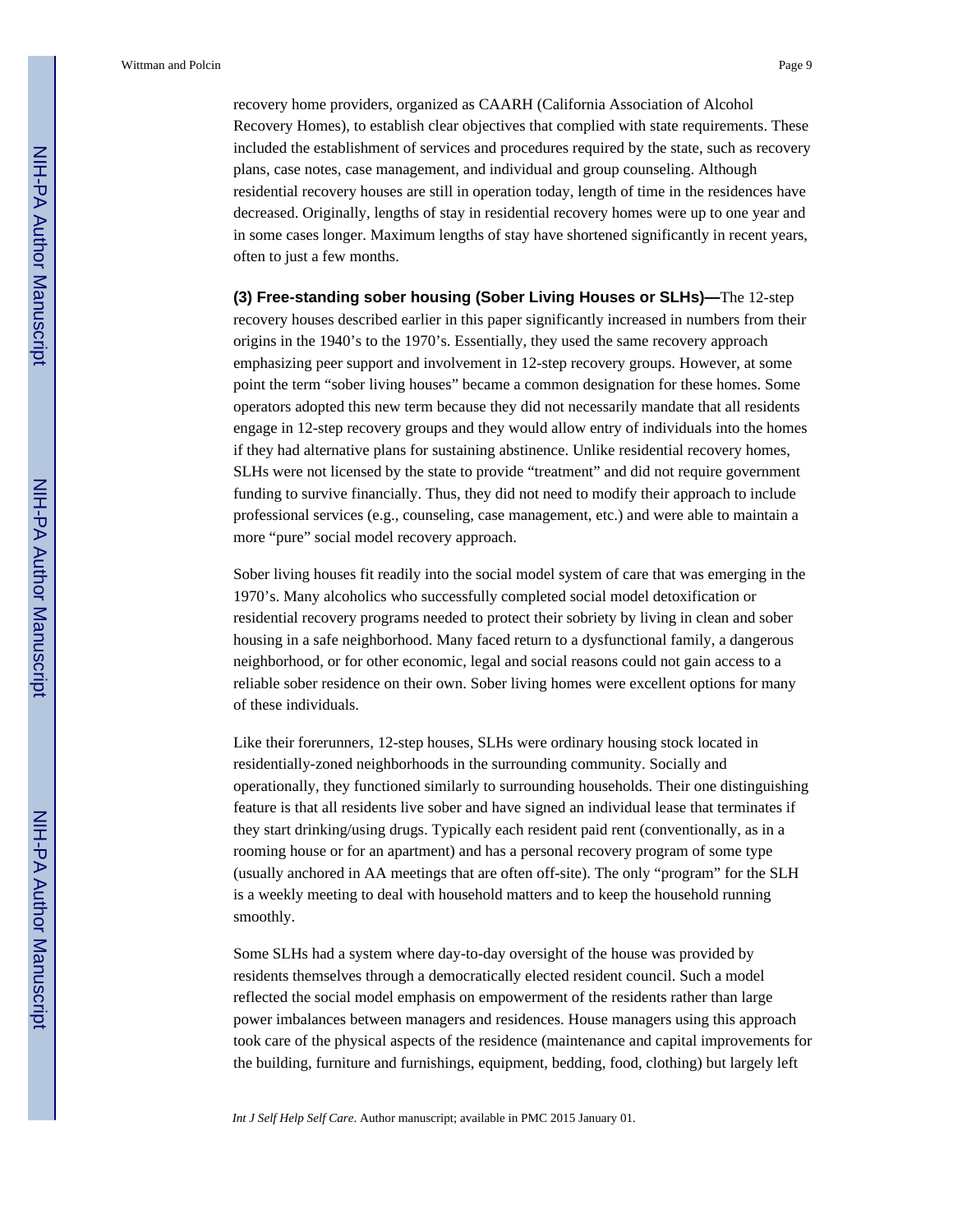recovery home providers, organized as CAARH (California Association of Alcohol Recovery Homes), to establish clear objectives that complied with state requirements. These included the establishment of services and procedures required by the state, such as recovery plans, case notes, case management, and individual and group counseling. Although residential recovery houses are still in operation today, length of time in the residences have decreased. Originally, lengths of stay in residential recovery homes were up to one year and in some cases longer. Maximum lengths of stay have shortened significantly in recent years, often to just a few months.

**(3) Free-standing sober housing (Sober Living Houses or SLHs)—**The 12-step recovery houses described earlier in this paper significantly increased in numbers from their origins in the 1940's to the 1970's. Essentially, they used the same recovery approach emphasizing peer support and involvement in 12-step recovery groups. However, at some point the term "sober living houses" became a common designation for these homes. Some operators adopted this new term because they did not necessarily mandate that all residents engage in 12-step recovery groups and they would allow entry of individuals into the homes if they had alternative plans for sustaining abstinence. Unlike residential recovery homes, SLHs were not licensed by the state to provide "treatment" and did not require government funding to survive financially. Thus, they did not need to modify their approach to include professional services (e.g., counseling, case management, etc.) and were able to maintain a more "pure" social model recovery approach.

Sober living houses fit readily into the social model system of care that was emerging in the 1970's. Many alcoholics who successfully completed social model detoxification or residential recovery programs needed to protect their sobriety by living in clean and sober housing in a safe neighborhood. Many faced return to a dysfunctional family, a dangerous neighborhood, or for other economic, legal and social reasons could not gain access to a reliable sober residence on their own. Sober living homes were excellent options for many of these individuals.

Like their forerunners, 12-step houses, SLHs were ordinary housing stock located in residentially-zoned neighborhoods in the surrounding community. Socially and operationally, they functioned similarly to surrounding households. Their one distinguishing feature is that all residents live sober and have signed an individual lease that terminates if they start drinking/using drugs. Typically each resident paid rent (conventionally, as in a rooming house or for an apartment) and has a personal recovery program of some type (usually anchored in AA meetings that are often off-site). The only "program" for the SLH is a weekly meeting to deal with household matters and to keep the household running smoothly.

Some SLHs had a system where day-to-day oversight of the house was provided by residents themselves through a democratically elected resident council. Such a model reflected the social model emphasis on empowerment of the residents rather than large power imbalances between managers and residences. House managers using this approach took care of the physical aspects of the residence (maintenance and capital improvements for the building, furniture and furnishings, equipment, bedding, food, clothing) but largely left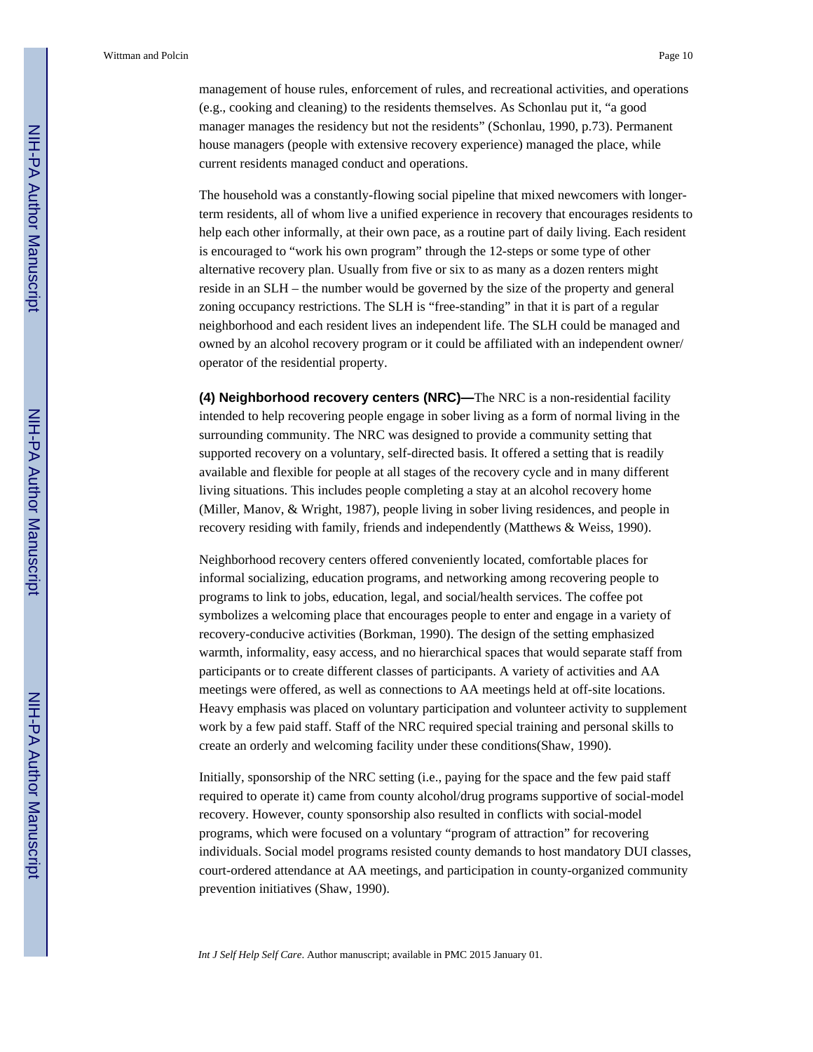management of house rules, enforcement of rules, and recreational activities, and operations (e.g., cooking and cleaning) to the residents themselves. As Schonlau put it, "a good manager manages the residency but not the residents" (Schonlau, 1990, p.73). Permanent house managers (people with extensive recovery experience) managed the place, while current residents managed conduct and operations.

The household was a constantly-flowing social pipeline that mixed newcomers with longer-term residents, all of whom live a unified experience in recovery that encourages residents to help each other informally, at their own pace, as a routine part of daily living. Each resident is encouraged to "work his own program" through the 12-steps or some type of other alternative recovery plan. Usually from five or six to as many as a dozen renters might reside in an SLH – the number would be governed by the size of the property and general zoning occupancy restrictions. The SLH is "free-standing" in that it is part of a regular neighborhood and each resident lives an independent life. The SLH could be managed and owned by an alcohol recovery program or it could be affiliated with an independent owner/operator of the residential property.

**(4) Neighborhood recovery centers (NRC)—**The NRC is a non-residential facility intended to help recovering people engage in sober living as a form of normal living in the surrounding community. The NRC was designed to provide a community setting that supported recovery on a voluntary, self-directed basis. It offered a setting that is readily available and flexible for people at all stages of the recovery cycle and in many different living situations. This includes people completing a stay at an alcohol recovery home (Miller, Manov, & Wright, 1987), people living in sober living residences, and people in recovery residing with family, friends and independently (Matthews & Weiss, 1990).

Neighborhood recovery centers offered conveniently located, comfortable places for informal socializing, education programs, and networking among recovering people to programs to link to jobs, education, legal, and social/health services. The coffee pot symbolizes a welcoming place that encourages people to enter and engage in a variety of recovery-conducive activities (Borkman, 1990). The design of the setting emphasized warmth, informality, easy access, and no hierarchical spaces that would separate staff from participants or to create different classes of participants. A variety of activities and AA meetings were offered, as well as connections to AA meetings held at off-site locations. Heavy emphasis was placed on voluntary participation and volunteer activity to supplement work by a few paid staff. Staff of the NRC required special training and personal skills to create an orderly and welcoming facility under these conditions(Shaw, 1990).

Initially, sponsorship of the NRC setting (i.e., paying for the space and the few paid staff required to operate it) came from county alcohol/drug programs supportive of social-model recovery. However, county sponsorship also resulted in conflicts with social-model programs, which were focused on a voluntary "program of attraction" for recovering individuals. Social model programs resisted county demands to host mandatory DUI classes, court-ordered attendance at AA meetings, and participation in county-organized community prevention initiatives (Shaw, 1990).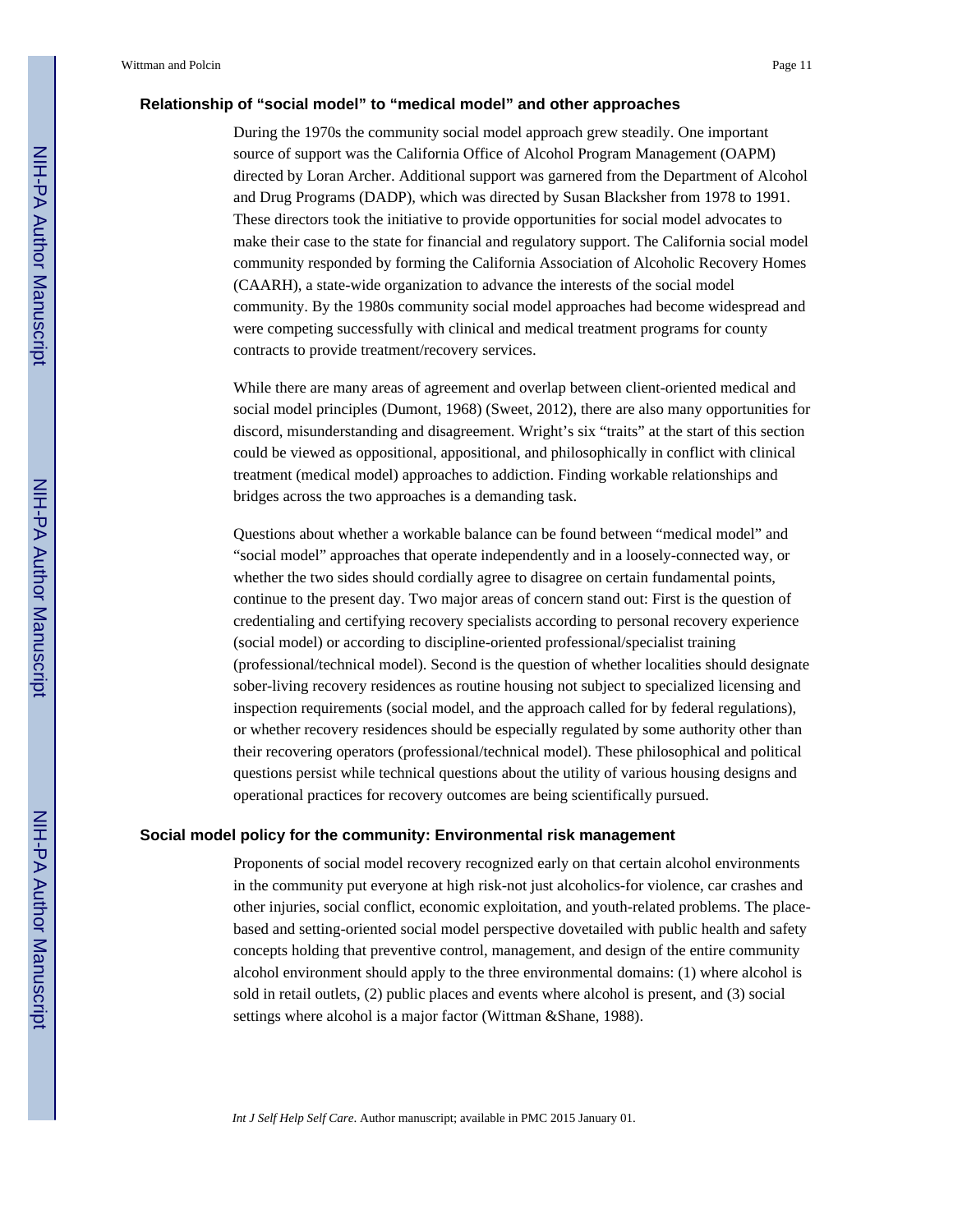### Relationship of "social model" to "medical model" and other approaches

During the 1970s the community social model approach grew steadily. One important source of support was the California Office of Alcohol Program Management (OAPM) directed by Loran Archer. Additional support was garnered from the Department of Alcohol and Drug Programs (DADP), which was directed by Susan Blacksher from 1978 to 1991. These directors took the initiative to provide opportunities for social model advocates to make their case to the state for financial and regulatory support. The California social model community responded by forming the California Association of Alcoholic Recovery Homes (CAARH), a state-wide organization to advance the interests of the social model community. By the 1980s community social model approaches had become widespread and were competing successfully with clinical and medical treatment programs for county contracts to provide treatment/recovery services.

While there are many areas of agreement and overlap between client-oriented medical and social model principles (Dumont, 1968) (Sweet, 2012), there are also many opportunities for discord, misunderstanding and disagreement. Wright's six "traits" at the start of this section could be viewed as oppositional, appositional, and philosophically in conflict with clinical treatment (medical model) approaches to addiction. Finding workable relationships and bridges across the two approaches is a demanding task.

Questions about whether a workable balance can be found between "medical model" and "social model" approaches that operate independently and in a loosely-connected way, or whether the two sides should cordially agree to disagree on certain fundamental points, continue to the present day. Two major areas of concern stand out: First is the question of credentialing and certifying recovery specialists according to personal recovery experience (social model) or according to discipline-oriented professional/specialist training (professional/technical model). Second is the question of whether localities should designate sober-living recovery residences as routine housing not subject to specialized licensing and inspection requirements (social model, and the approach called for by federal regulations), or whether recovery residences should be especially regulated by some authority other than their recovering operators (professional/technical model). These philosophical and political questions persist while technical questions about the utility of various housing designs and operational practices for recovery outcomes are being scientifically pursued.

### Social model policy for the community: Environmental risk management

Proponents of social model recovery recognized early on that certain alcohol environments in the community put everyone at high risk-not just alcoholics-for violence, car crashes and other injuries, social conflict, economic exploitation, and youth-related problems. The place-based and setting-oriented social model perspective dovetailed with public health and safety concepts holding that preventive control, management, and design of the entire community alcohol environment should apply to the three environmental domains: (1) where alcohol is sold in retail outlets, (2) public places and events where alcohol is present, and (3) social settings where alcohol is a major factor (Wittman &Shane, 1988).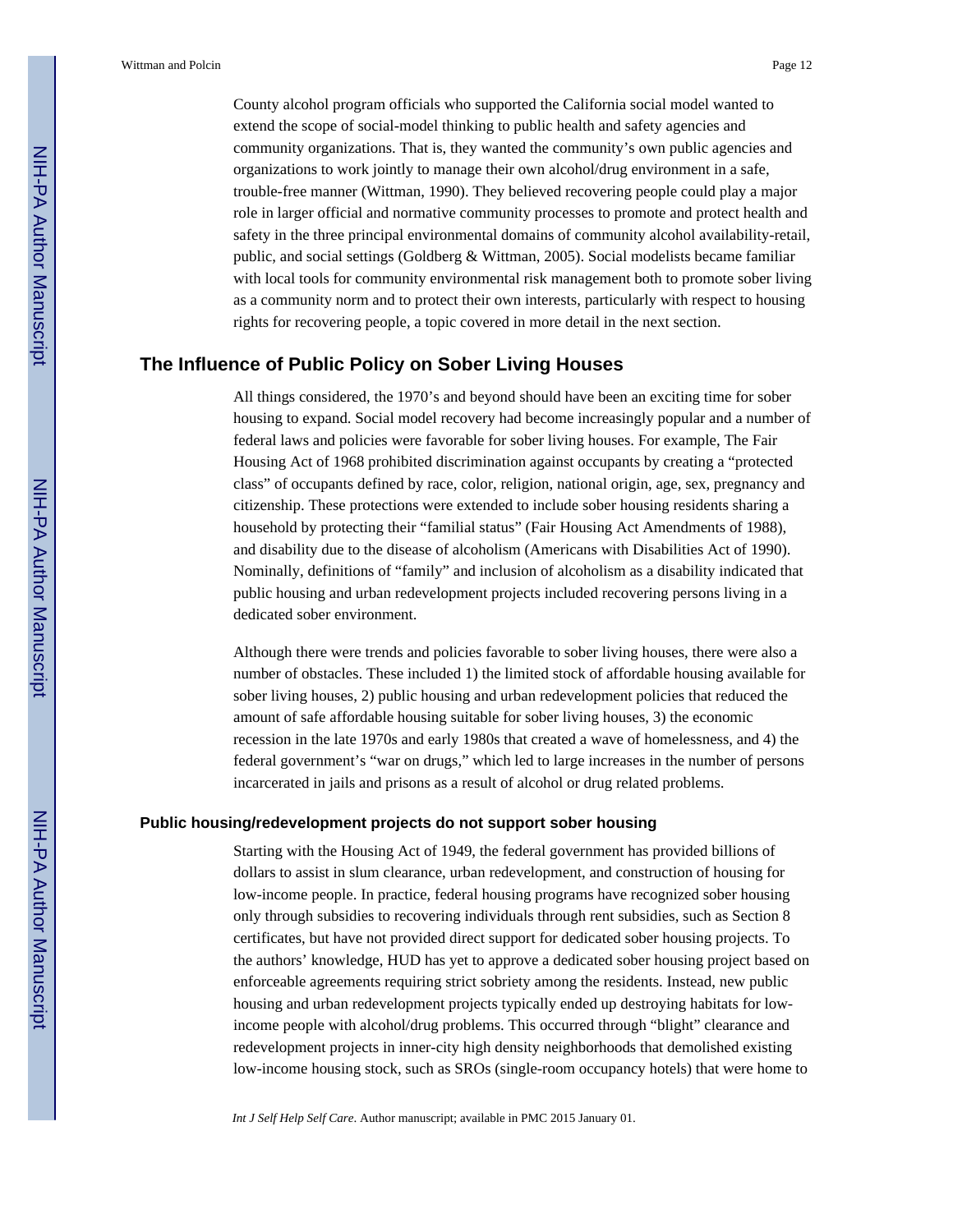County alcohol program officials who supported the California social model wanted to extend the scope of social-model thinking to public health and safety agencies and community organizations. That is, they wanted the community's own public agencies and organizations to work jointly to manage their own alcohol/drug environment in a safe, trouble-free manner (Wittman, 1990). They believed recovering people could play a major role in larger official and normative community processes to promote and protect health and safety in the three principal environmental domains of community alcohol availability-retail, public, and social settings (Goldberg & Wittman, 2005). Social modelists became familiar with local tools for community environmental risk management both to promote sober living as a community norm and to protect their own interests, particularly with respect to housing rights for recovering people, a topic covered in more detail in the next section.

## The Influence of Public Policy on Sober Living Houses

All things considered, the 1970's and beyond should have been an exciting time for sober housing to expand. Social model recovery had become increasingly popular and a number of federal laws and policies were favorable for sober living houses. For example, The Fair Housing Act of 1968 prohibited discrimination against occupants by creating a "protected class" of occupants defined by race, color, religion, national origin, age, sex, pregnancy and citizenship. These protections were extended to include sober housing residents sharing a household by protecting their "familial status" (Fair Housing Act Amendments of 1988), and disability due to the disease of alcoholism (Americans with Disabilities Act of 1990). Nominally, definitions of "family" and inclusion of alcoholism as a disability indicated that public housing and urban redevelopment projects included recovering persons living in a dedicated sober environment.

Although there were trends and policies favorable to sober living houses, there were also a number of obstacles. These included 1) the limited stock of affordable housing available for sober living houses, 2) public housing and urban redevelopment policies that reduced the amount of safe affordable housing suitable for sober living houses, 3) the economic recession in the late 1970s and early 1980s that created a wave of homelessness, and 4) the federal government's "war on drugs," which led to large increases in the number of persons incarcerated in jails and prisons as a result of alcohol or drug related problems.

### Public housing/redevelopment projects do not support sober housing

Starting with the Housing Act of 1949, the federal government has provided billions of dollars to assist in slum clearance, urban redevelopment, and construction of housing for low-income people. In practice, federal housing programs have recognized sober housing only through subsidies to recovering individuals through rent subsidies, such as Section 8 certificates, but have not provided direct support for dedicated sober housing projects. To the authors' knowledge, HUD has yet to approve a dedicated sober housing project based on enforceable agreements requiring strict sobriety among the residents. Instead, new public housing and urban redevelopment projects typically ended up destroying habitats for low-income people with alcohol/drug problems. This occurred through "blight" clearance and redevelopment projects in inner-city high density neighborhoods that demolished existing low-income housing stock, such as SROs (single-room occupancy hotels) that were home to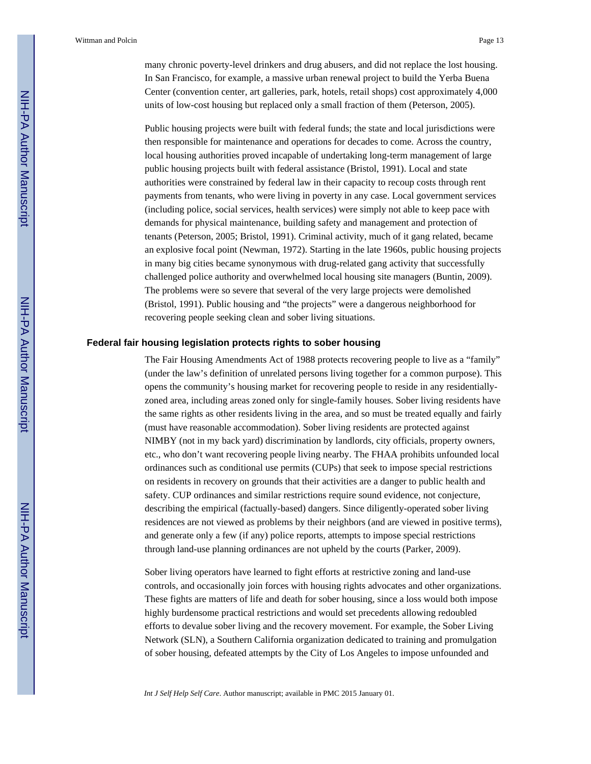many chronic poverty-level drinkers and drug abusers, and did not replace the lost housing. In San Francisco, for example, a massive urban renewal project to build the Yerba Buena Center (convention center, art galleries, park, hotels, retail shops) cost approximately 4,000 units of low-cost housing but replaced only a small fraction of them (Peterson, 2005).

Public housing projects were built with federal funds; the state and local jurisdictions were then responsible for maintenance and operations for decades to come. Across the country, local housing authorities proved incapable of undertaking long-term management of large public housing projects built with federal assistance (Bristol, 1991). Local and state authorities were constrained by federal law in their capacity to recoup costs through rent payments from tenants, who were living in poverty in any case. Local government services (including police, social services, health services) were simply not able to keep pace with demands for physical maintenance, building safety and management and protection of tenants (Peterson, 2005; Bristol, 1991). Criminal activity, much of it gang related, became an explosive focal point (Newman, 1972). Starting in the late 1960s, public housing projects in many big cities became synonymous with drug-related gang activity that successfully challenged police authority and overwhelmed local housing site managers (Buntin, 2009). The problems were so severe that several of the very large projects were demolished (Bristol, 1991). Public housing and "the projects" were a dangerous neighborhood for recovering people seeking clean and sober living situations.

## Federal fair housing legislation protects rights to sober housing

The Fair Housing Amendments Act of 1988 protects recovering people to live as a "family" (under the law's definition of unrelated persons living together for a common purpose). This opens the community's housing market for recovering people to reside in any residentially-zoned area, including areas zoned only for single-family houses. Sober living residents have the same rights as other residents living in the area, and so must be treated equally and fairly (must have reasonable accommodation). Sober living residents are protected against NIMBY (not in my back yard) discrimination by landlords, city officials, property owners, etc., who don't want recovering people living nearby. The FHAA prohibits unfounded local ordinances such as conditional use permits (CUPs) that seek to impose special restrictions on residents in recovery on grounds that their activities are a danger to public health and safety. CUP ordinances and similar restrictions require sound evidence, not conjecture, describing the empirical (factually-based) dangers. Since diligently-operated sober living residences are not viewed as problems by their neighbors (and are viewed in positive terms), and generate only a few (if any) police reports, attempts to impose special restrictions through land-use planning ordinances are not upheld by the courts (Parker, 2009).

Sober living operators have learned to fight efforts at restrictive zoning and land-use controls, and occasionally join forces with housing rights advocates and other organizations. These fights are matters of life and death for sober housing, since a loss would both impose highly burdensome practical restrictions and would set precedents allowing redoubled efforts to devalue sober living and the recovery movement. For example, the Sober Living Network (SLN), a Southern California organization dedicated to training and promulgation of sober housing, defeated attempts by the City of Los Angeles to impose unfounded and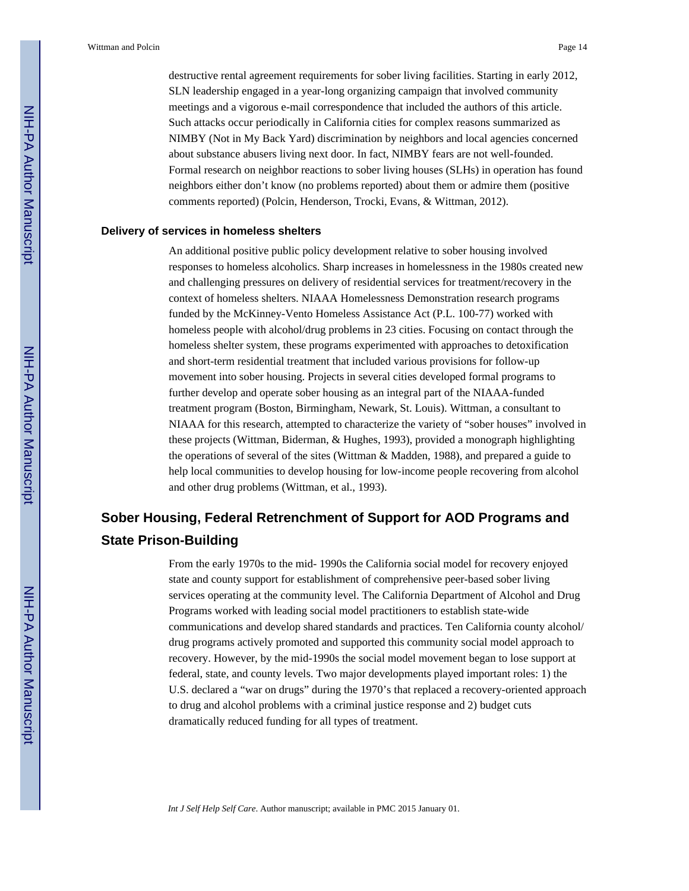destructive rental agreement requirements for sober living facilities. Starting in early 2012, SLN leadership engaged in a year-long organizing campaign that involved community meetings and a vigorous e-mail correspondence that included the authors of this article. Such attacks occur periodically in California cities for complex reasons summarized as NIMBY (Not in My Back Yard) discrimination by neighbors and local agencies concerned about substance abusers living next door. In fact, NIMBY fears are not well-founded. Formal research on neighbor reactions to sober living houses (SLHs) in operation has found neighbors either don't know (no problems reported) about them or admire them (positive comments reported) (Polcin, Henderson, Trocki, Evans, & Wittman, 2012).

### Delivery of services in homeless shelters

An additional positive public policy development relative to sober housing involved responses to homeless alcoholics. Sharp increases in homelessness in the 1980s created new and challenging pressures on delivery of residential services for treatment/recovery in the context of homeless shelters. NIAAA Homelessness Demonstration research programs funded by the McKinney-Vento Homeless Assistance Act (P.L. 100-77) worked with homeless people with alcohol/drug problems in 23 cities. Focusing on contact through the homeless shelter system, these programs experimented with approaches to detoxification and short-term residential treatment that included various provisions for follow-up movement into sober housing. Projects in several cities developed formal programs to further develop and operate sober housing as an integral part of the NIAAA-funded treatment program (Boston, Birmingham, Newark, St. Louis). Wittman, a consultant to NIAAA for this research, attempted to characterize the variety of "sober houses" involved in these projects (Wittman, Biderman, & Hughes, 1993), provided a monograph highlighting the operations of several of the sites (Wittman & Madden, 1988), and prepared a guide to help local communities to develop housing for low-income people recovering from alcohol and other drug problems (Wittman, et al., 1993).

## Sober Housing, Federal Retrenchment of Support for AOD Programs and State Prison-Building

From the early 1970s to the mid- 1990s the California social model for recovery enjoyed state and county support for establishment of comprehensive peer-based sober living services operating at the community level. The California Department of Alcohol and Drug Programs worked with leading social model practitioners to establish state-wide communications and develop shared standards and practices. Ten California county alcohol/drug programs actively promoted and supported this community social model approach to recovery. However, by the mid-1990s the social model movement began to lose support at federal, state, and county levels. Two major developments played important roles: 1) the U.S. declared a "war on drugs" during the 1970's that replaced a recovery-oriented approach to drug and alcohol problems with a criminal justice response and 2) budget cuts dramatically reduced funding for all types of treatment.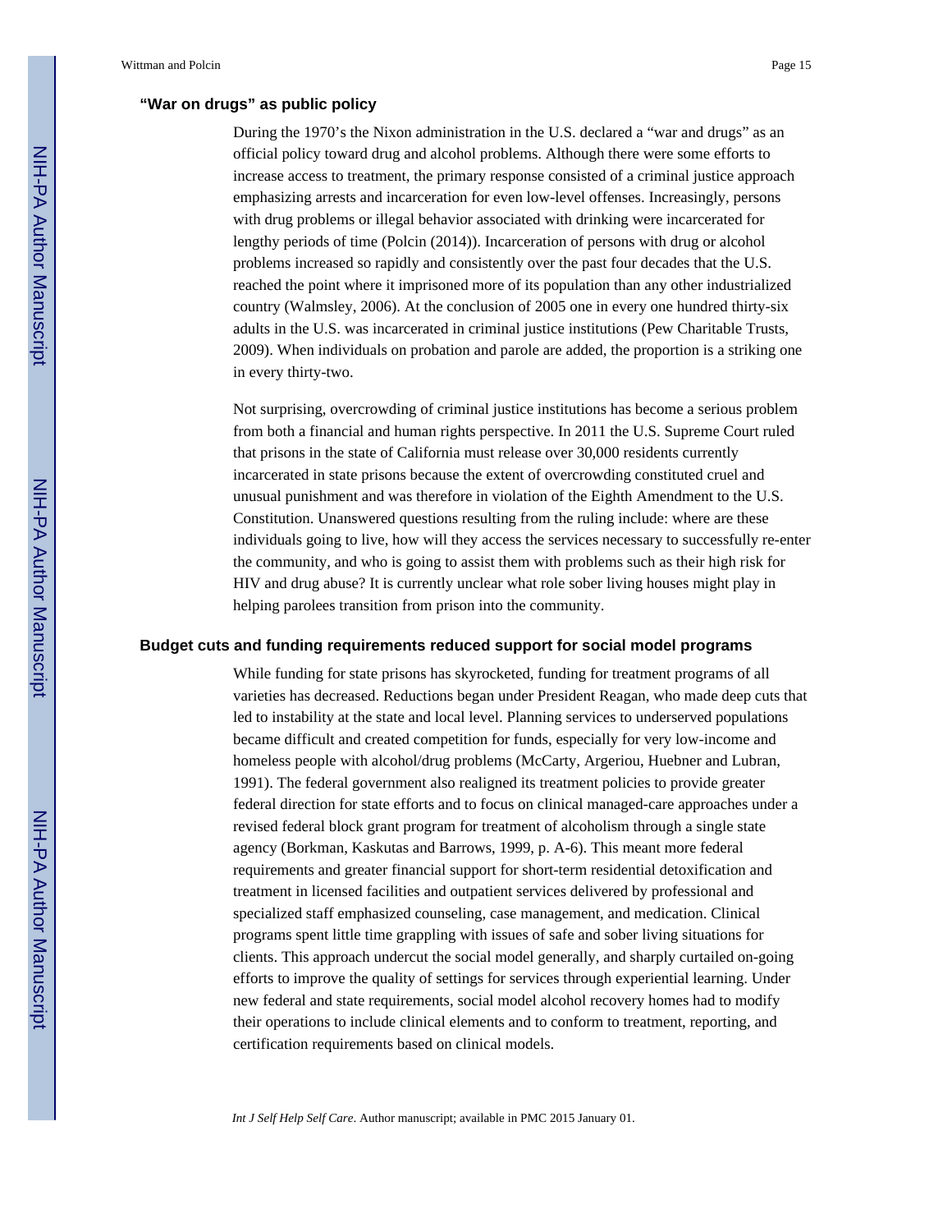### "War on drugs" as public policy

During the 1970's the Nixon administration in the U.S. declared a "war and drugs" as an official policy toward drug and alcohol problems. Although there were some efforts to increase access to treatment, the primary response consisted of a criminal justice approach emphasizing arrests and incarceration for even low-level offenses. Increasingly, persons with drug problems or illegal behavior associated with drinking were incarcerated for lengthy periods of time (Polcin (2014)). Incarceration of persons with drug or alcohol problems increased so rapidly and consistently over the past four decades that the U.S. reached the point where it imprisoned more of its population than any other industrialized country (Walmsley, 2006). At the conclusion of 2005 one in every one hundred thirty-six adults in the U.S. was incarcerated in criminal justice institutions (Pew Charitable Trusts, 2009). When individuals on probation and parole are added, the proportion is a striking one in every thirty-two.

Not surprising, overcrowding of criminal justice institutions has become a serious problem from both a financial and human rights perspective. In 2011 the U.S. Supreme Court ruled that prisons in the state of California must release over 30,000 residents currently incarcerated in state prisons because the extent of overcrowding constituted cruel and unusual punishment and was therefore in violation of the Eighth Amendment to the U.S. Constitution. Unanswered questions resulting from the ruling include: where are these individuals going to live, how will they access the services necessary to successfully re-enter the community, and who is going to assist them with problems such as their high risk for HIV and drug abuse? It is currently unclear what role sober living houses might play in helping parolees transition from prison into the community.

### Budget cuts and funding requirements reduced support for social model programs

While funding for state prisons has skyrocketed, funding for treatment programs of all varieties has decreased. Reductions began under President Reagan, who made deep cuts that led to instability at the state and local level. Planning services to underserved populations became difficult and created competition for funds, especially for very low-income and homeless people with alcohol/drug problems (McCarty, Argeriou, Huebner and Lubran, 1991). The federal government also realigned its treatment policies to provide greater federal direction for state efforts and to focus on clinical managed-care approaches under a revised federal block grant program for treatment of alcoholism through a single state agency (Borkman, Kaskutas and Barrows, 1999, p. A-6). This meant more federal requirements and greater financial support for short-term residential detoxification and treatment in licensed facilities and outpatient services delivered by professional and specialized staff emphasized counseling, case management, and medication. Clinical programs spent little time grappling with issues of safe and sober living situations for clients. This approach undercut the social model generally, and sharply curtailed on-going efforts to improve the quality of settings for services through experiential learning. Under new federal and state requirements, social model alcohol recovery homes had to modify their operations to include clinical elements and to conform to treatment, reporting, and certification requirements based on clinical models.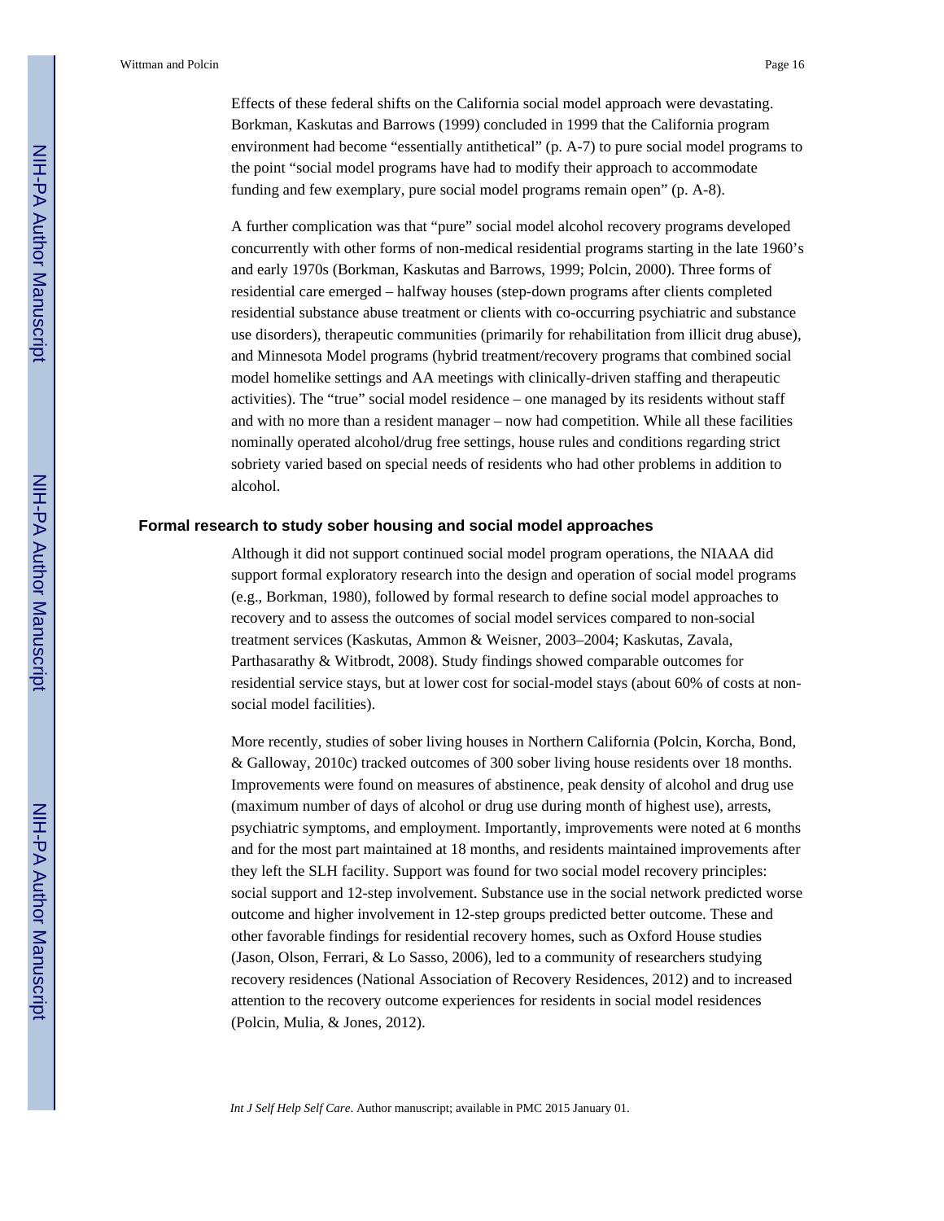Effects of these federal shifts on the California social model approach were devastating. Borkman, Kaskutas and Barrows (1999) concluded in 1999 that the California program environment had become "essentially antithetical" (p. A-7) to pure social model programs to the point "social model programs have had to modify their approach to accommodate funding and few exemplary, pure social model programs remain open" (p. A-8).

A further complication was that "pure" social model alcohol recovery programs developed concurrently with other forms of non-medical residential programs starting in the late 1960's and early 1970s (Borkman, Kaskutas and Barrows, 1999; Polcin, 2000). Three forms of residential care emerged – halfway houses (step-down programs after clients completed residential substance abuse treatment or clients with co-occurring psychiatric and substance use disorders), therapeutic communities (primarily for rehabilitation from illicit drug abuse), and Minnesota Model programs (hybrid treatment/recovery programs that combined social model homelike settings and AA meetings with clinically-driven staffing and therapeutic activities). The "true" social model residence – one managed by its residents without staff and with no more than a resident manager – now had competition. While all these facilities nominally operated alcohol/drug free settings, house rules and conditions regarding strict sobriety varied based on special needs of residents who had other problems in addition to alcohol.

## Formal research to study sober housing and social model approaches

Although it did not support continued social model program operations, the NIAAA did support formal exploratory research into the design and operation of social model programs (e.g., Borkman, 1980), followed by formal research to define social model approaches to recovery and to assess the outcomes of social model services compared to non-social treatment services (Kaskutas, Ammon & Weisner, 2003–2004; Kaskutas, Zavala, Parthasarathy & Witbrodt, 2008). Study findings showed comparable outcomes for residential service stays, but at lower cost for social-model stays (about 60% of costs at non-social model facilities).

More recently, studies of sober living houses in Northern California (Polcin, Korcha, Bond, & Galloway, 2010c) tracked outcomes of 300 sober living house residents over 18 months. Improvements were found on measures of abstinence, peak density of alcohol and drug use (maximum number of days of alcohol or drug use during month of highest use), arrests, psychiatric symptoms, and employment. Importantly, improvements were noted at 6 months and for the most part maintained at 18 months, and residents maintained improvements after they left the SLH facility. Support was found for two social model recovery principles: social support and 12-step involvement. Substance use in the social network predicted worse outcome and higher involvement in 12-step groups predicted better outcome. These and other favorable findings for residential recovery homes, such as Oxford House studies (Jason, Olson, Ferrari, & Lo Sasso, 2006), led to a community of researchers studying recovery residences (National Association of Recovery Residences, 2012) and to increased attention to the recovery outcome experiences for residents in social model residences (Polcin, Mulia, & Jones, 2012).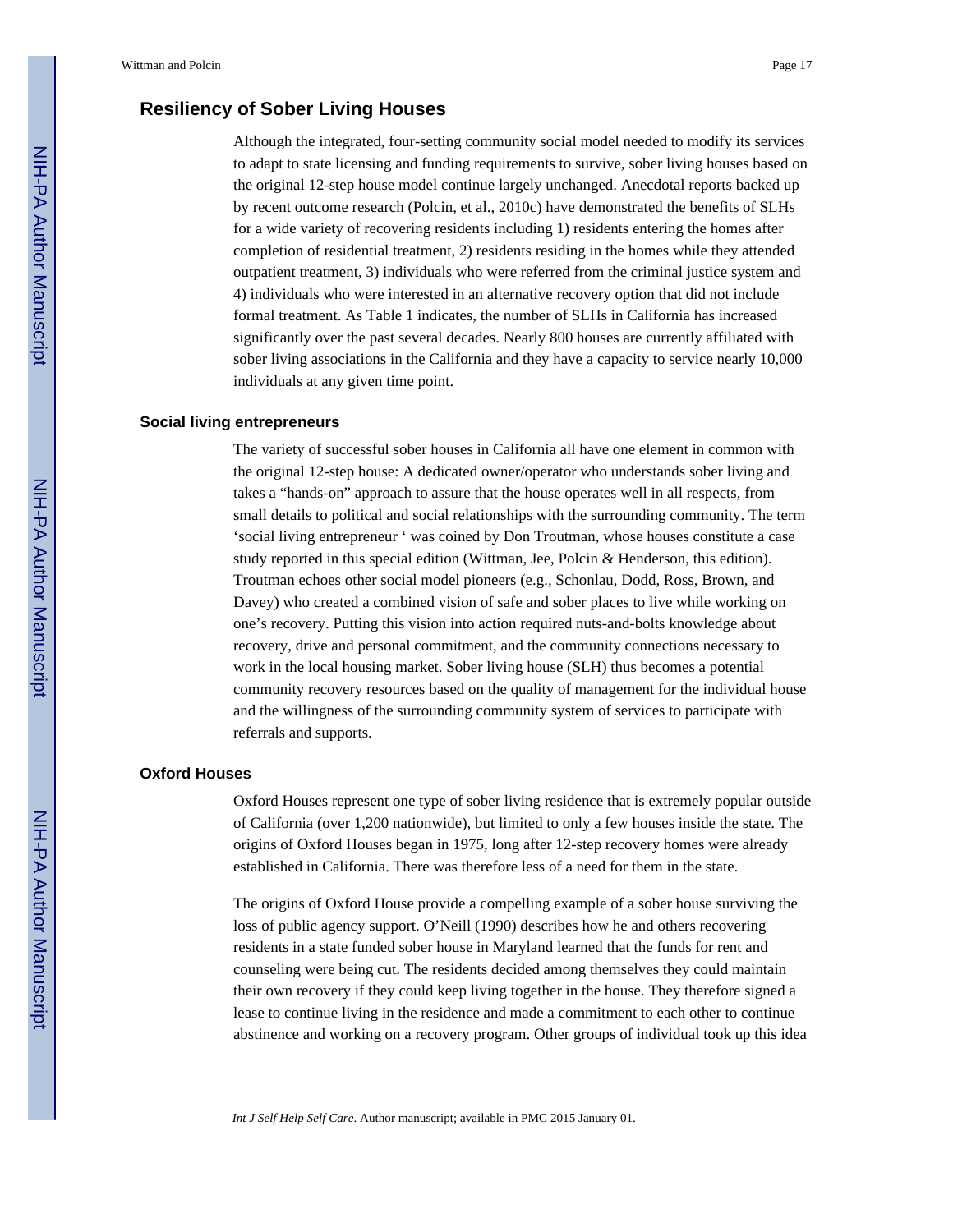## Resiliency of Sober Living Houses

Although the integrated, four-setting community social model needed to modify its services to adapt to state licensing and funding requirements to survive, sober living houses based on the original 12-step house model continue largely unchanged. Anecdotal reports backed up by recent outcome research (Polcin, et al., 2010c) have demonstrated the benefits of SLHs for a wide variety of recovering residents including 1) residents entering the homes after completion of residential treatment, 2) residents residing in the homes while they attended outpatient treatment, 3) individuals who were referred from the criminal justice system and 4) individuals who were interested in an alternative recovery option that did not include formal treatment. As Table 1 indicates, the number of SLHs in California has increased significantly over the past several decades. Nearly 800 houses are currently affiliated with sober living associations in the California and they have a capacity to service nearly 10,000 individuals at any given time point.

### Social living entrepreneurs

The variety of successful sober houses in California all have one element in common with the original 12-step house: A dedicated owner/operator who understands sober living and takes a "hands-on" approach to assure that the house operates well in all respects, from small details to political and social relationships with the surrounding community. The term 'social living entrepreneur ' was coined by Don Troutman, whose houses constitute a case study reported in this special edition (Wittman, Jee, Polcin & Henderson, this edition). Troutman echoes other social model pioneers (e.g., Schonlau, Dodd, Ross, Brown, and Davey) who created a combined vision of safe and sober places to live while working on one's recovery. Putting this vision into action required nuts-and-bolts knowledge about recovery, drive and personal commitment, and the community connections necessary to work in the local housing market. Sober living house (SLH) thus becomes a potential community recovery resources based on the quality of management for the individual house and the willingness of the surrounding community system of services to participate with referrals and supports.

### Oxford Houses

Oxford Houses represent one type of sober living residence that is extremely popular outside of California (over 1,200 nationwide), but limited to only a few houses inside the state. The origins of Oxford Houses began in 1975, long after 12-step recovery homes were already established in California. There was therefore less of a need for them in the state.

The origins of Oxford House provide a compelling example of a sober house surviving the loss of public agency support. O'Neill (1990) describes how he and others recovering residents in a state funded sober house in Maryland learned that the funds for rent and counseling were being cut. The residents decided among themselves they could maintain their own recovery if they could keep living together in the house. They therefore signed a lease to continue living in the residence and made a commitment to each other to continue abstinence and working on a recovery program. Other groups of individual took up this idea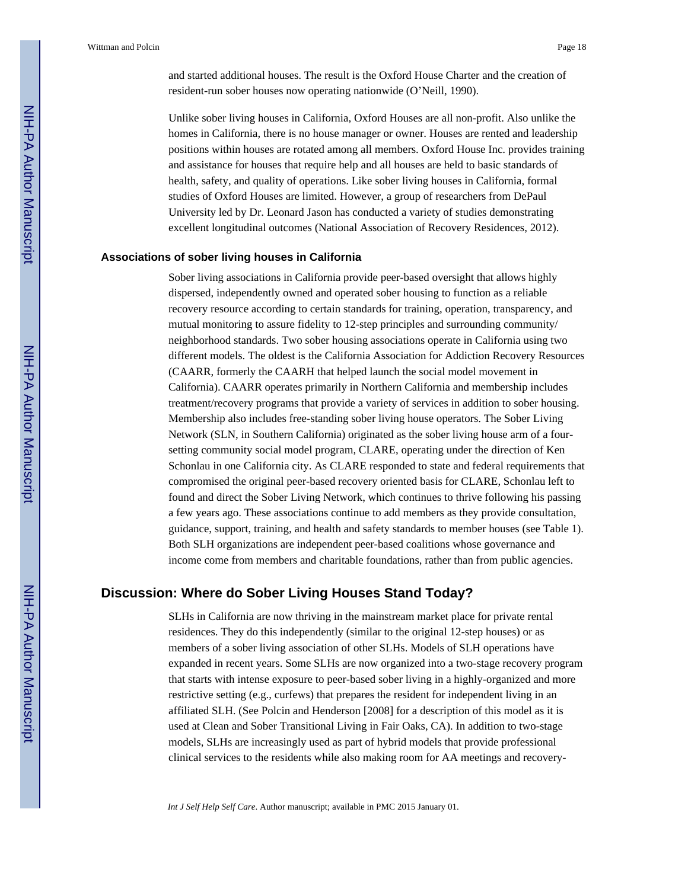and started additional houses. The result is the Oxford House Charter and the creation of resident-run sober houses now operating nationwide (O'Neill, 1990).

Unlike sober living houses in California, Oxford Houses are all non-profit. Also unlike the homes in California, there is no house manager or owner. Houses are rented and leadership positions within houses are rotated among all members. Oxford House Inc. provides training and assistance for houses that require help and all houses are held to basic standards of health, safety, and quality of operations. Like sober living houses in California, formal studies of Oxford Houses are limited. However, a group of researchers from DePaul University led by Dr. Leonard Jason has conducted a variety of studies demonstrating excellent longitudinal outcomes (National Association of Recovery Residences, 2012).

### Associations of sober living houses in California

Sober living associations in California provide peer-based oversight that allows highly dispersed, independently owned and operated sober housing to function as a reliable recovery resource according to certain standards for training, operation, transparency, and mutual monitoring to assure fidelity to 12-step principles and surrounding community/neighborhood standards. Two sober housing associations operate in California using two different models. The oldest is the California Association for Addiction Recovery Resources (CAARR, formerly the CAARH that helped launch the social model movement in California). CAARR operates primarily in Northern California and membership includes treatment/recovery programs that provide a variety of services in addition to sober housing. Membership also includes free-standing sober living house operators. The Sober Living Network (SLN, in Southern California) originated as the sober living house arm of a four-setting community social model program, CLARE, operating under the direction of Ken Schonlau in one California city. As CLARE responded to state and federal requirements that compromised the original peer-based recovery oriented basis for CLARE, Schonlau left to found and direct the Sober Living Network, which continues to thrive following his passing a few years ago. These associations continue to add members as they provide consultation, guidance, support, training, and health and safety standards to member houses (see Table 1). Both SLH organizations are independent peer-based coalitions whose governance and income come from members and charitable foundations, rather than from public agencies.

## Discussion: Where do Sober Living Houses Stand Today?

SLHs in California are now thriving in the mainstream market place for private rental residences. They do this independently (similar to the original 12-step houses) or as members of a sober living association of other SLHs. Models of SLH operations have expanded in recent years. Some SLHs are now organized into a two-stage recovery program that starts with intense exposure to peer-based sober living in a highly-organized and more restrictive setting (e.g., curfews) that prepares the resident for independent living in an affiliated SLH. (See Polcin and Henderson [2008] for a description of this model as it is used at Clean and Sober Transitional Living in Fair Oaks, CA). In addition to two-stage models, SLHs are increasingly used as part of hybrid models that provide professional clinical services to the residents while also making room for AA meetings and recovery-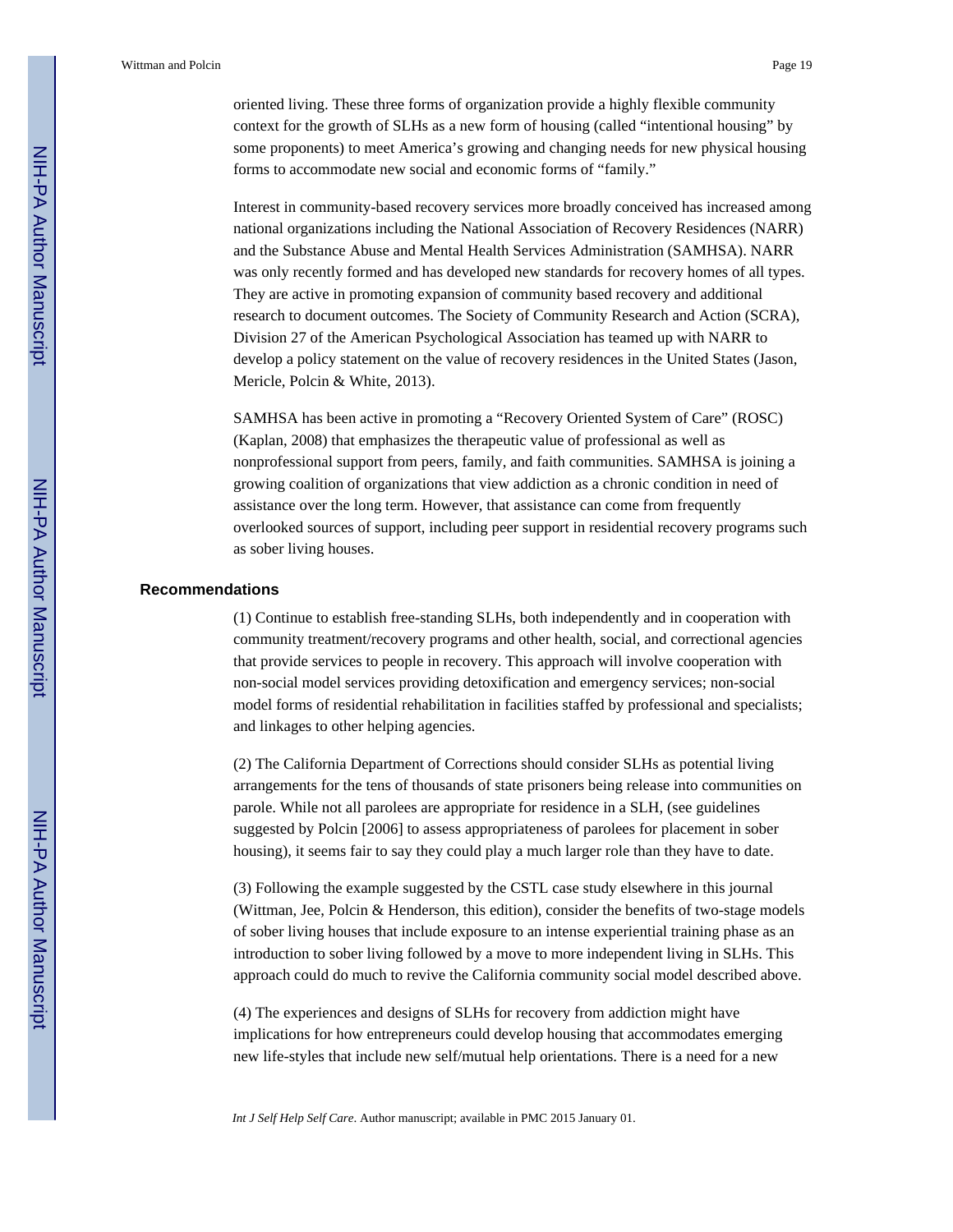oriented living. These three forms of organization provide a highly flexible community context for the growth of SLHs as a new form of housing (called "intentional housing" by some proponents) to meet America's growing and changing needs for new physical housing forms to accommodate new social and economic forms of "family."

Interest in community-based recovery services more broadly conceived has increased among national organizations including the National Association of Recovery Residences (NARR) and the Substance Abuse and Mental Health Services Administration (SAMHSA). NARR was only recently formed and has developed new standards for recovery homes of all types. They are active in promoting expansion of community based recovery and additional research to document outcomes. The Society of Community Research and Action (SCRA), Division 27 of the American Psychological Association has teamed up with NARR to develop a policy statement on the value of recovery residences in the United States (Jason, Mericle, Polcin & White, 2013).

SAMHSA has been active in promoting a "Recovery Oriented System of Care" (ROSC) (Kaplan, 2008) that emphasizes the therapeutic value of professional as well as nonprofessional support from peers, family, and faith communities. SAMHSA is joining a growing coalition of organizations that view addiction as a chronic condition in need of assistance over the long term. However, that assistance can come from frequently overlooked sources of support, including peer support in residential recovery programs such as sober living houses.

## Recommendations

(1) Continue to establish free-standing SLHs, both independently and in cooperation with community treatment/recovery programs and other health, social, and correctional agencies that provide services to people in recovery. This approach will involve cooperation with non-social model services providing detoxification and emergency services; non-social model forms of residential rehabilitation in facilities staffed by professional and specialists; and linkages to other helping agencies.

(2) The California Department of Corrections should consider SLHs as potential living arrangements for the tens of thousands of state prisoners being release into communities on parole. While not all parolees are appropriate for residence in a SLH, (see guidelines suggested by Polcin [2006] to assess appropriateness of parolees for placement in sober housing), it seems fair to say they could play a much larger role than they have to date.

(3) Following the example suggested by the CSTL case study elsewhere in this journal (Wittman, Jee, Polcin & Henderson, this edition), consider the benefits of two-stage models of sober living houses that include exposure to an intense experiential training phase as an introduction to sober living followed by a move to more independent living in SLHs. This approach could do much to revive the California community social model described above.

(4) The experiences and designs of SLHs for recovery from addiction might have implications for how entrepreneurs could develop housing that accommodates emerging new life-styles that include new self/mutual help orientations. There is a need for a new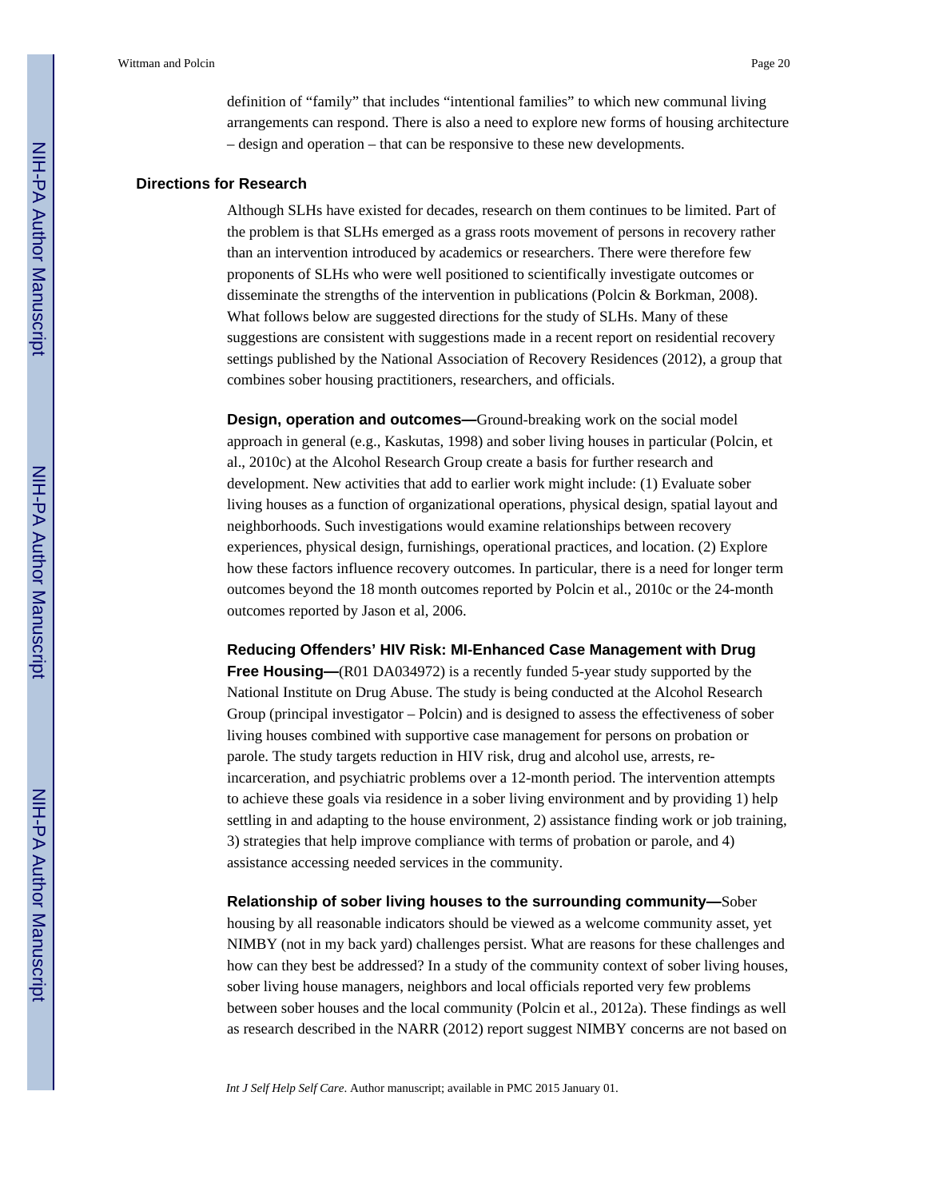definition of "family" that includes "intentional families" to which new communal living arrangements can respond. There is also a need to explore new forms of housing architecture – design and operation – that can be responsive to these new developments.

## Directions for Research

Although SLHs have existed for decades, research on them continues to be limited. Part of the problem is that SLHs emerged as a grass roots movement of persons in recovery rather than an intervention introduced by academics or researchers. There were therefore few proponents of SLHs who were well positioned to scientifically investigate outcomes or disseminate the strengths of the intervention in publications (Polcin & Borkman, 2008). What follows below are suggested directions for the study of SLHs. Many of these suggestions are consistent with suggestions made in a recent report on residential recovery settings published by the National Association of Recovery Residences (2012), a group that combines sober housing practitioners, researchers, and officials.

**Design, operation and outcomes—**Ground-breaking work on the social model approach in general (e.g., Kaskutas, 1998) and sober living houses in particular (Polcin, et al., 2010c) at the Alcohol Research Group create a basis for further research and development. New activities that add to earlier work might include: (1) Evaluate sober living houses as a function of organizational operations, physical design, spatial layout and neighborhoods. Such investigations would examine relationships between recovery experiences, physical design, furnishings, operational practices, and location. (2) Explore how these factors influence recovery outcomes. In particular, there is a need for longer term outcomes beyond the 18 month outcomes reported by Polcin et al., 2010c or the 24-month outcomes reported by Jason et al, 2006.

**Reducing Offenders' HIV Risk: MI-Enhanced Case Management with Drug Free Housing—**(R01 DA034972) is a recently funded 5-year study supported by the National Institute on Drug Abuse. The study is being conducted at the Alcohol Research Group (principal investigator – Polcin) and is designed to assess the effectiveness of sober living houses combined with supportive case management for persons on probation or parole. The study targets reduction in HIV risk, drug and alcohol use, arrests, re-incarceration, and psychiatric problems over a 12-month period. The intervention attempts to achieve these goals via residence in a sober living environment and by providing 1) help settling in and adapting to the house environment, 2) assistance finding work or job training, 3) strategies that help improve compliance with terms of probation or parole, and 4) assistance accessing needed services in the community.

**Relationship of sober living houses to the surrounding community—**Sober housing by all reasonable indicators should be viewed as a welcome community asset, yet NIMBY (not in my back yard) challenges persist. What are reasons for these challenges and how can they best be addressed? In a study of the community context of sober living houses, sober living house managers, neighbors and local officials reported very few problems between sober houses and the local community (Polcin et al., 2012a). These findings as well as research described in the NARR (2012) report suggest NIMBY concerns are not based on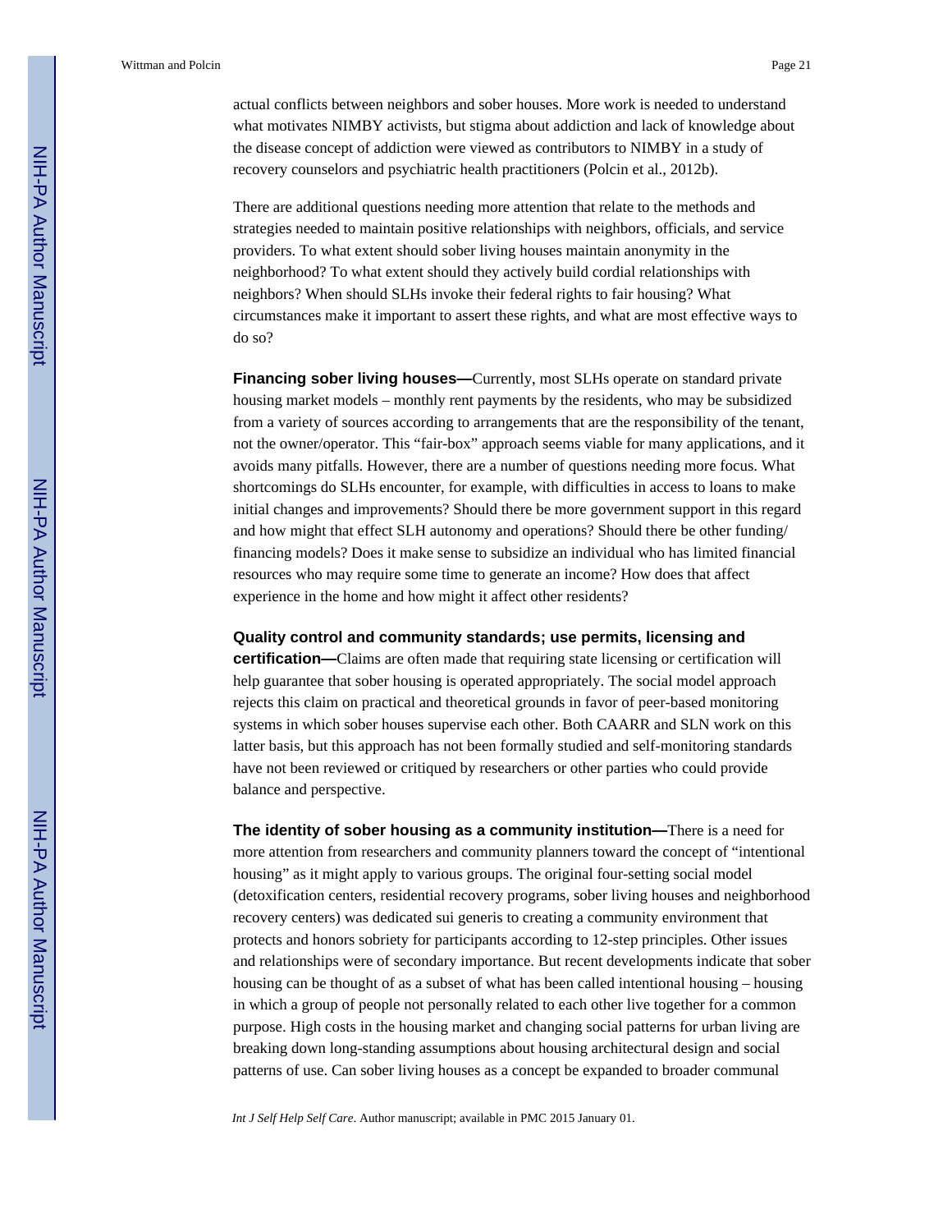actual conflicts between neighbors and sober houses. More work is needed to understand what motivates NIMBY activists, but stigma about addiction and lack of knowledge about the disease concept of addiction were viewed as contributors to NIMBY in a study of recovery counselors and psychiatric health practitioners (Polcin et al., 2012b).

There are additional questions needing more attention that relate to the methods and strategies needed to maintain positive relationships with neighbors, officials, and service providers. To what extent should sober living houses maintain anonymity in the neighborhood? To what extent should they actively build cordial relationships with neighbors? When should SLHs invoke their federal rights to fair housing? What circumstances make it important to assert these rights, and what are most effective ways to do so?

**Financing sober living houses—**Currently, most SLHs operate on standard private housing market models – monthly rent payments by the residents, who may be subsidized from a variety of sources according to arrangements that are the responsibility of the tenant, not the owner/operator. This "fair-box" approach seems viable for many applications, and it avoids many pitfalls. However, there are a number of questions needing more focus. What shortcomings do SLHs encounter, for example, with difficulties in access to loans to make initial changes and improvements? Should there be more government support in this regard and how might that effect SLH autonomy and operations? Should there be other funding/ financing models? Does it make sense to subsidize an individual who has limited financial resources who may require some time to generate an income? How does that affect experience in the home and how might it affect other residents?

**Quality control and community standards; use permits, licensing and certification—**Claims are often made that requiring state licensing or certification will help guarantee that sober housing is operated appropriately. The social model approach rejects this claim on practical and theoretical grounds in favor of peer-based monitoring systems in which sober houses supervise each other. Both CAARR and SLN work on this latter basis, but this approach has not been formally studied and self-monitoring standards have not been reviewed or critiqued by researchers or other parties who could provide balance and perspective.

**The identity of sober housing as a community institution—**There is a need for more attention from researchers and community planners toward the concept of "intentional housing" as it might apply to various groups. The original four-setting social model (detoxification centers, residential recovery programs, sober living houses and neighborhood recovery centers) was dedicated sui generis to creating a community environment that protects and honors sobriety for participants according to 12-step principles. Other issues and relationships were of secondary importance. But recent developments indicate that sober housing can be thought of as a subset of what has been called intentional housing – housing in which a group of people not personally related to each other live together for a common purpose. High costs in the housing market and changing social patterns for urban living are breaking down long-standing assumptions about housing architectural design and social patterns of use. Can sober living houses as a concept be expanded to broader communal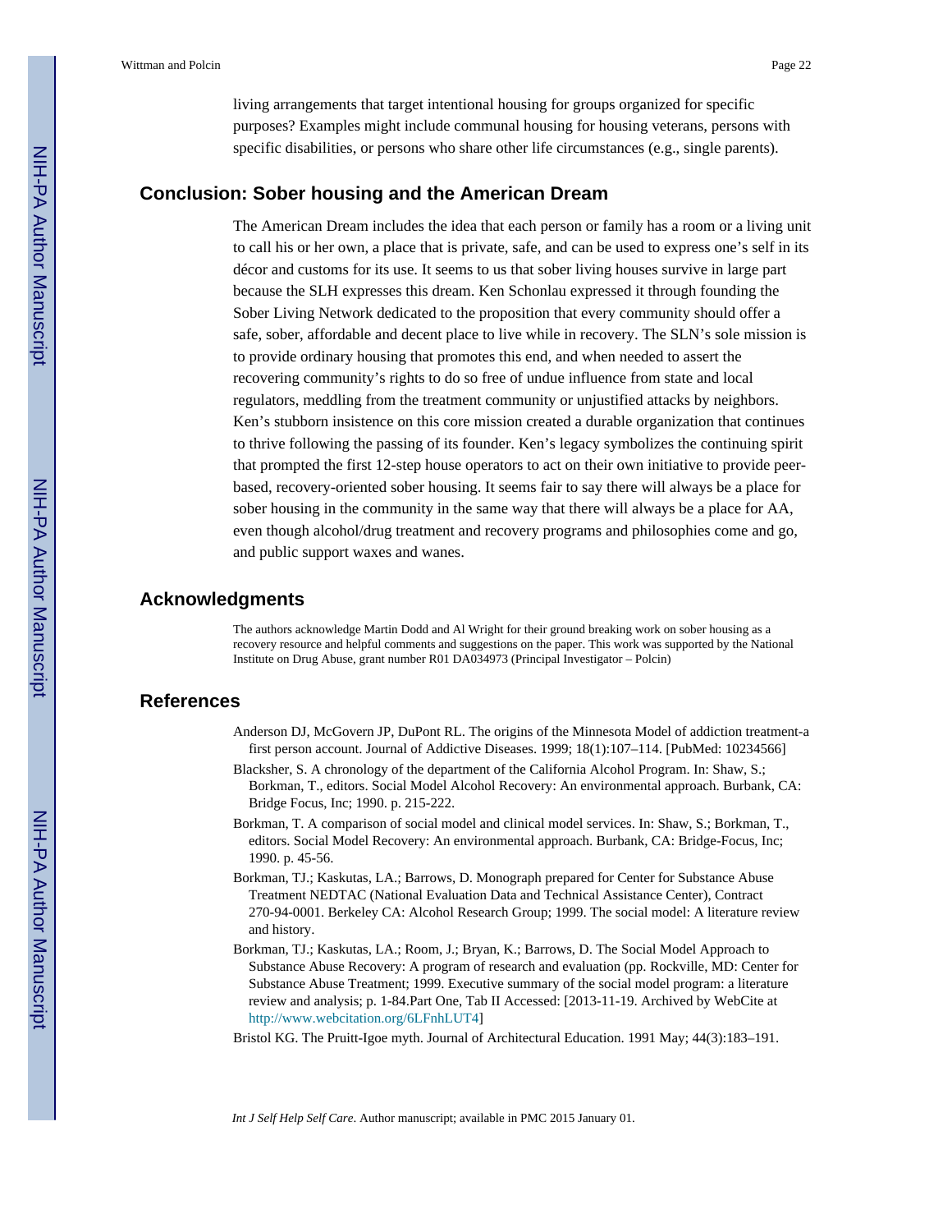living arrangements that target intentional housing for groups organized for specific purposes? Examples might include communal housing for housing veterans, persons with specific disabilities, or persons who share other life circumstances (e.g., single parents).

## Conclusion: Sober housing and the American Dream

The American Dream includes the idea that each person or family has a room or a living unit to call his or her own, a place that is private, safe, and can be used to express one's self in its décor and customs for its use. It seems to us that sober living houses survive in large part because the SLH expresses this dream. Ken Schonlau expressed it through founding the Sober Living Network dedicated to the proposition that every community should offer a safe, sober, affordable and decent place to live while in recovery. The SLN's sole mission is to provide ordinary housing that promotes this end, and when needed to assert the recovering community's rights to do so free of undue influence from state and local regulators, meddling from the treatment community or unjustified attacks by neighbors. Ken's stubborn insistence on this core mission created a durable organization that continues to thrive following the passing of its founder. Ken's legacy symbolizes the continuing spirit that prompted the first 12-step house operators to act on their own initiative to provide peer-based, recovery-oriented sober housing. It seems fair to say there will always be a place for sober housing in the community in the same way that there will always be a place for AA, even though alcohol/drug treatment and recovery programs and philosophies come and go, and public support waxes and wanes.

## Acknowledgments

The authors acknowledge Martin Dodd and Al Wright for their ground breaking work on sober housing as a recovery resource and helpful comments and suggestions on the paper. This work was supported by the National Institute on Drug Abuse, grant number R01 DA034973 (Principal Investigator – Polcin)

## References

Anderson DJ, McGovern JP, DuPont RL. The origins of the Minnesota Model of addiction treatment-a first person account. Journal of Addictive Diseases. 1999; 18(1):107–114. [PubMed: 10234566]

Blacksher, S. A chronology of the department of the California Alcohol Program. In: Shaw, S.; Borkman, T., editors. Social Model Alcohol Recovery: An environmental approach. Burbank, CA: Bridge Focus, Inc; 1990. p. 215-222.

Borkman, T. A comparison of social model and clinical model services. In: Shaw, S.; Borkman, T., editors. Social Model Recovery: An environmental approach. Burbank, CA: Bridge-Focus, Inc; 1990. p. 45-56.

Borkman, TJ.; Kaskutas, LA.; Barrows, D. Monograph prepared for Center for Substance Abuse Treatment NEDTAC (National Evaluation Data and Technical Assistance Center), Contract 270-94-0001. Berkeley CA: Alcohol Research Group; 1999. The social model: A literature review and history.

Borkman, TJ.; Kaskutas, LA.; Room, J.; Bryan, K.; Barrows, D. The Social Model Approach to Substance Abuse Recovery: A program of research and evaluation (pp. Rockville, MD: Center for Substance Abuse Treatment; 1999. Executive summary of the social model program: a literature review and analysis; p. 1-84.Part One, Tab II Accessed: [2013-11-19. Archived by WebCite at http://www.webcitation.org/6LFnhLUT4]

Bristol KG. The Pruitt-Igoe myth. Journal of Architectural Education. 1991 May; 44(3):183–191.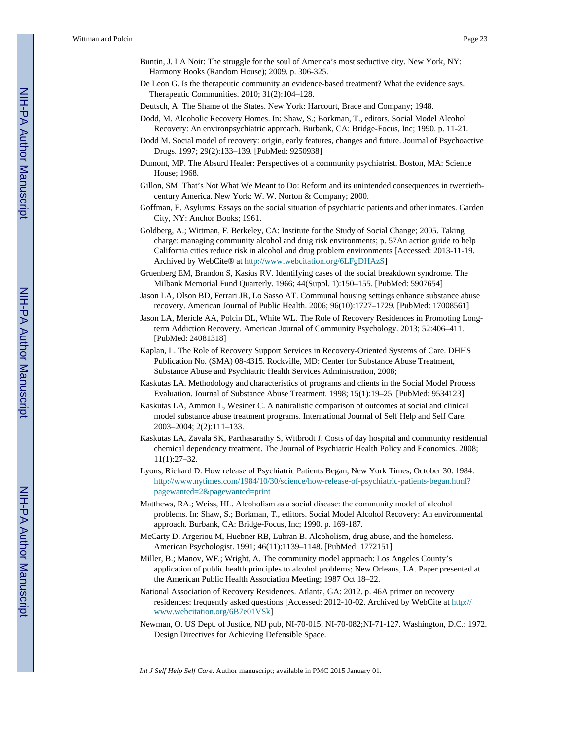Buntin, J. LA Noir: The struggle for the soul of America's most seductive city. New York, NY: Harmony Books (Random House); 2009. p. 306-325.

De Leon G. Is the therapeutic community an evidence-based treatment? What the evidence says. Therapeutic Communities. 2010; 31(2):104–128.

Deutsch, A. The Shame of the States. New York: Harcourt, Brace and Company; 1948.

Dodd, M. Alcoholic Recovery Homes. In: Shaw, S.; Borkman, T., editors. Social Model Alcohol Recovery: An environpsychiatric approach. Burbank, CA: Bridge-Focus, Inc; 1990. p. 11-21.

Dodd M. Social model of recovery: origin, early features, changes and future. Journal of Psychoactive Drugs. 1997; 29(2):133–139. [PubMed: 9250938]

Dumont, MP. The Absurd Healer: Perspectives of a community psychiatrist. Boston, MA: Science House; 1968.

Gillon, SM. That's Not What We Meant to Do: Reform and its unintended consequences in twentieth-century America. New York: W. W. Norton & Company; 2000.

Goffman, E. Asylums: Essays on the social situation of psychiatric patients and other inmates. Garden City, NY: Anchor Books; 1961.

Goldberg, A.; Wittman, F. Berkeley, CA: Institute for the Study of Social Change; 2005. Taking charge: managing community alcohol and drug risk environments; p. 57An action guide to help California cities reduce risk in alcohol and drug problem environments [Accessed: 2013-11-19. Archived by WebCite® at http://www.webcitation.org/6LFgDHAzS]

Gruenberg EM, Brandon S, Kasius RV. Identifying cases of the social breakdown syndrome. The Milbank Memorial Fund Quarterly. 1966; 44(Suppl. 1):150–155. [PubMed: 5907654]

Jason LA, Olson BD, Ferrari JR, Lo Sasso AT. Communal housing settings enhance substance abuse recovery. American Journal of Public Health. 2006; 96(10):1727–1729. [PubMed: 17008561]

Jason LA, Mericle AA, Polcin DL, White WL. The Role of Recovery Residences in Promoting Long-term Addiction Recovery. American Journal of Community Psychology. 2013; 52:406–411. [PubMed: 24081318]

Kaplan, L. The Role of Recovery Support Services in Recovery-Oriented Systems of Care. DHHS Publication No. (SMA) 08-4315. Rockville, MD: Center for Substance Abuse Treatment, Substance Abuse and Psychiatric Health Services Administration, 2008;

Kaskutas LA. Methodology and characteristics of programs and clients in the Social Model Process Evaluation. Journal of Substance Abuse Treatment. 1998; 15(1):19–25. [PubMed: 9534123]

Kaskutas LA, Ammon L, Wesiner C. A naturalistic comparison of outcomes at social and clinical model substance abuse treatment programs. International Journal of Self Help and Self Care. 2003–2004; 2(2):111–133.

Kaskutas LA, Zavala SK, Parthasarathy S, Witbrodt J. Costs of day hospital and community residential chemical dependency treatment. The Journal of Psychiatric Health Policy and Economics. 2008; 11(1):27–32.

Lyons, Richard D. How release of Psychiatric Patients Began, New York Times, October 30. 1984. http://www.nytimes.com/1984/10/30/science/how-release-of-psychiatric-patients-began.html?pagewanted=2&pagewanted=print

Matthews, RA.; Weiss, HL. Alcoholism as a social disease: the community model of alcohol problems. In: Shaw, S.; Borkman, T., editors. Social Model Alcohol Recovery: An environmental approach. Burbank, CA: Bridge-Focus, Inc; 1990. p. 169-187.

McCarty D, Argeriou M, Huebner RB, Lubran B. Alcoholism, drug abuse, and the homeless. American Psychologist. 1991; 46(11):1139–1148. [PubMed: 1772151]

Miller, B.; Manov, WF.; Wright, A. The community model approach: Los Angeles County's application of public health principles to alcohol problems; New Orleans, LA. Paper presented at the American Public Health Association Meeting; 1987 Oct 18–22.

National Association of Recovery Residences. Atlanta, GA: 2012. p. 46A primer on recovery residences: frequently asked questions [Accessed: 2012-10-02. Archived by WebCite at http://www.webcitation.org/6B7e01VSk]

Newman, O. US Dept. of Justice, NIJ pub, NI-70-015; NI-70-082;NI-71-127. Washington, D.C.: 1972. Design Directives for Achieving Defensible Space.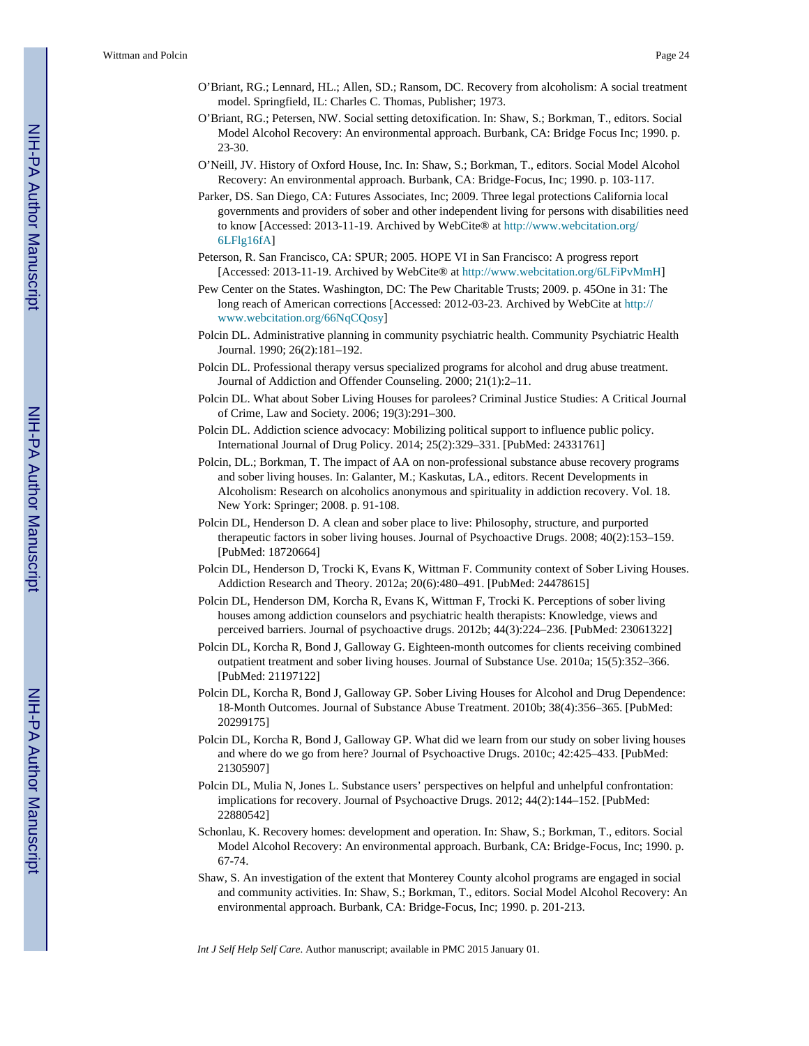O'Briant, RG.; Lennard, HL.; Allen, SD.; Ransom, DC. Recovery from alcoholism: A social treatment model. Springfield, IL: Charles C. Thomas, Publisher; 1973.

O'Briant, RG.; Petersen, NW. Social setting detoxification. In: Shaw, S.; Borkman, T., editors. Social Model Alcohol Recovery: An environmental approach. Burbank, CA: Bridge Focus Inc; 1990. p. 23-30.

O'Neill, JV. History of Oxford House, Inc. In: Shaw, S.; Borkman, T., editors. Social Model Alcohol Recovery: An environmental approach. Burbank, CA: Bridge-Focus, Inc; 1990. p. 103-117.

Parker, DS. San Diego, CA: Futures Associates, Inc; 2009. Three legal protections California local governments and providers of sober and other independent living for persons with disabilities need to know [Accessed: 2013-11-19. Archived by WebCite® at http://www.webcitation.org/6LFlg16fA]

Peterson, R. San Francisco, CA: SPUR; 2005. HOPE VI in San Francisco: A progress report [Accessed: 2013-11-19. Archived by WebCite® at http://www.webcitation.org/6LFiPvMmH]

Pew Center on the States. Washington, DC: The Pew Charitable Trusts; 2009. p. 45One in 31: The long reach of American corrections [Accessed: 2012-03-23. Archived by WebCite at http://www.webcitation.org/66NqCQosy]

Polcin DL. Administrative planning in community psychiatric health. Community Psychiatric Health Journal. 1990; 26(2):181–192.

Polcin DL. Professional therapy versus specialized programs for alcohol and drug abuse treatment. Journal of Addiction and Offender Counseling. 2000; 21(1):2–11.

Polcin DL. What about Sober Living Houses for parolees? Criminal Justice Studies: A Critical Journal of Crime, Law and Society. 2006; 19(3):291–300.

Polcin DL. Addiction science advocacy: Mobilizing political support to influence public policy. International Journal of Drug Policy. 2014; 25(2):329–331. [PubMed: 24331761]

Polcin, DL.; Borkman, T. The impact of AA on non-professional substance abuse recovery programs and sober living houses. In: Galanter, M.; Kaskutas, LA., editors. Recent Developments in Alcoholism: Research on alcoholics anonymous and spirituality in addiction recovery. Vol. 18. New York: Springer; 2008. p. 91-108.

Polcin DL, Henderson D. A clean and sober place to live: Philosophy, structure, and purported therapeutic factors in sober living houses. Journal of Psychoactive Drugs. 2008; 40(2):153–159. [PubMed: 18720664]

Polcin DL, Henderson D, Trocki K, Evans K, Wittman F. Community context of Sober Living Houses. Addiction Research and Theory. 2012a; 20(6):480–491. [PubMed: 24478615]

Polcin DL, Henderson DM, Korcha R, Evans K, Wittman F, Trocki K. Perceptions of sober living houses among addiction counselors and psychiatric health therapists: Knowledge, views and perceived barriers. Journal of psychoactive drugs. 2012b; 44(3):224–236. [PubMed: 23061322]

Polcin DL, Korcha R, Bond J, Galloway G. Eighteen-month outcomes for clients receiving combined outpatient treatment and sober living houses. Journal of Substance Use. 2010a; 15(5):352–366. [PubMed: 21197122]

Polcin DL, Korcha R, Bond J, Galloway GP. Sober Living Houses for Alcohol and Drug Dependence: 18-Month Outcomes. Journal of Substance Abuse Treatment. 2010b; 38(4):356–365. [PubMed: 20299175]

Polcin DL, Korcha R, Bond J, Galloway GP. What did we learn from our study on sober living houses and where do we go from here? Journal of Psychoactive Drugs. 2010c; 42:425–433. [PubMed: 21305907]

Polcin DL, Mulia N, Jones L. Substance users' perspectives on helpful and unhelpful confrontation: implications for recovery. Journal of Psychoactive Drugs. 2012; 44(2):144–152. [PubMed: 22880542]

Schonlau, K. Recovery homes: development and operation. In: Shaw, S.; Borkman, T., editors. Social Model Alcohol Recovery: An environmental approach. Burbank, CA: Bridge-Focus, Inc; 1990. p. 67-74.

Shaw, S. An investigation of the extent that Monterey County alcohol programs are engaged in social and community activities. In: Shaw, S.; Borkman, T., editors. Social Model Alcohol Recovery: An environmental approach. Burbank, CA: Bridge-Focus, Inc; 1990. p. 201-213.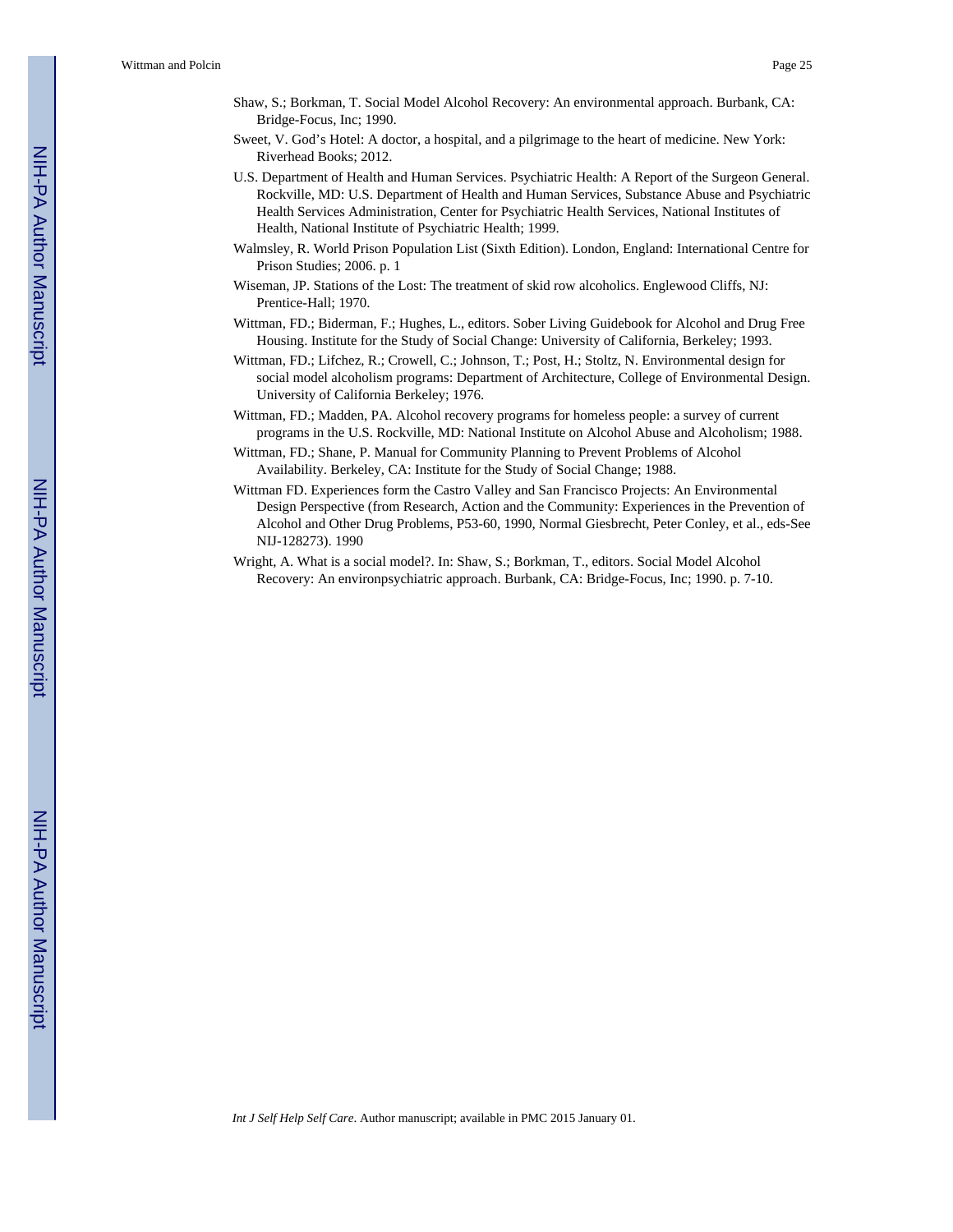Shaw, S.; Borkman, T. Social Model Alcohol Recovery: An environmental approach. Burbank, CA: Bridge-Focus, Inc; 1990.

Sweet, V. God's Hotel: A doctor, a hospital, and a pilgrimage to the heart of medicine. New York: Riverhead Books; 2012.

U.S. Department of Health and Human Services. Psychiatric Health: A Report of the Surgeon General. Rockville, MD: U.S. Department of Health and Human Services, Substance Abuse and Psychiatric Health Services Administration, Center for Psychiatric Health Services, National Institutes of Health, National Institute of Psychiatric Health; 1999.

Walmsley, R. World Prison Population List (Sixth Edition). London, England: International Centre for Prison Studies; 2006. p. 1

Wiseman, JP. Stations of the Lost: The treatment of skid row alcoholics. Englewood Cliffs, NJ: Prentice-Hall; 1970.

Wittman, FD.; Biderman, F.; Hughes, L., editors. Sober Living Guidebook for Alcohol and Drug Free Housing. Institute for the Study of Social Change: University of California, Berkeley; 1993.

Wittman, FD.; Lifchez, R.; Crowell, C.; Johnson, T.; Post, H.; Stoltz, N. Environmental design for social model alcoholism programs: Department of Architecture, College of Environmental Design. University of California Berkeley; 1976.

Wittman, FD.; Madden, PA. Alcohol recovery programs for homeless people: a survey of current programs in the U.S. Rockville, MD: National Institute on Alcohol Abuse and Alcoholism; 1988.

Wittman, FD.; Shane, P. Manual for Community Planning to Prevent Problems of Alcohol Availability. Berkeley, CA: Institute for the Study of Social Change; 1988.

Wittman FD. Experiences form the Castro Valley and San Francisco Projects: An Environmental Design Perspective (from Research, Action and the Community: Experiences in the Prevention of Alcohol and Other Drug Problems, P53-60, 1990, Normal Giesbrecht, Peter Conley, et al., eds-See NIJ-128273). 1990

Wright, A. What is a social model?. In: Shaw, S.; Borkman, T., editors. Social Model Alcohol Recovery: An environpsychiatric approach. Burbank, CA: Bridge-Focus, Inc; 1990. p. 7-10.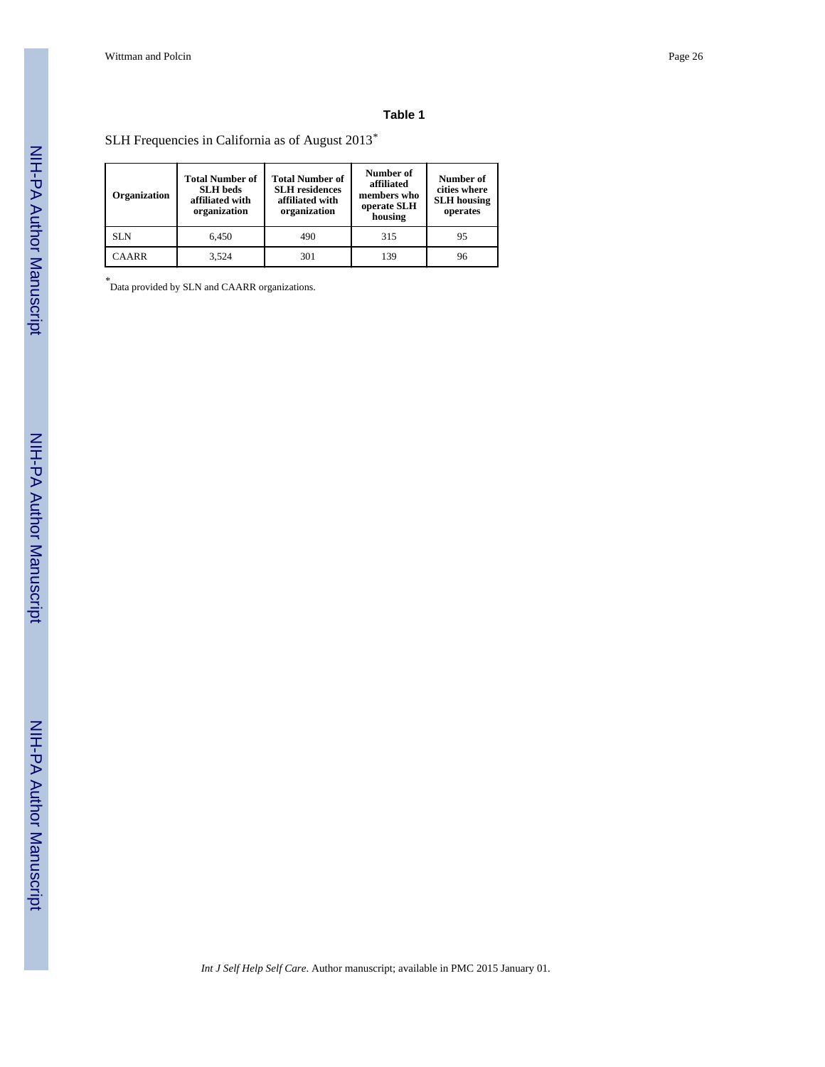**Table 1**

SLH Frequencies in California as of August 2013*

| Organization | Total Number of SLH beds affiliated with organization | Total Number of SLH residences affiliated with organization | Number of affiliated members who operate SLH housing | Number of cities where SLH housing operates |
|---|---|---|---|---|
| SLN | 6,450 | 490 | 315 | 95 |
| CAARR | 3,524 | 301 | 139 | 96 |

*Data provided by SLN and CAARR organizations.